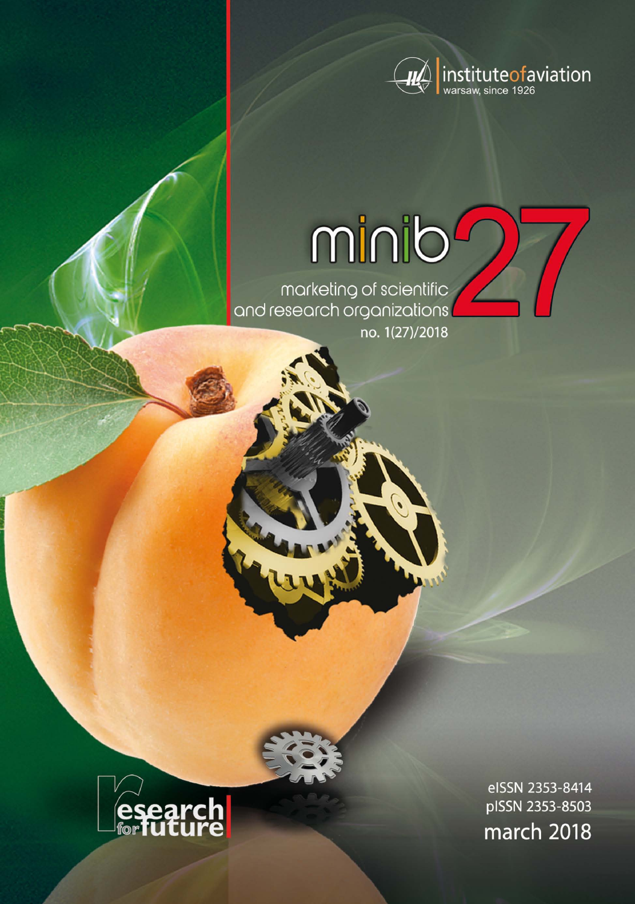instituteofaviation
warsaw, since 1926

# minib 27

marketing of scientific and research organizations

no. 1(27)/2018

research for future

eISSN 2353-8414
pISSN 2353-8503

march 2018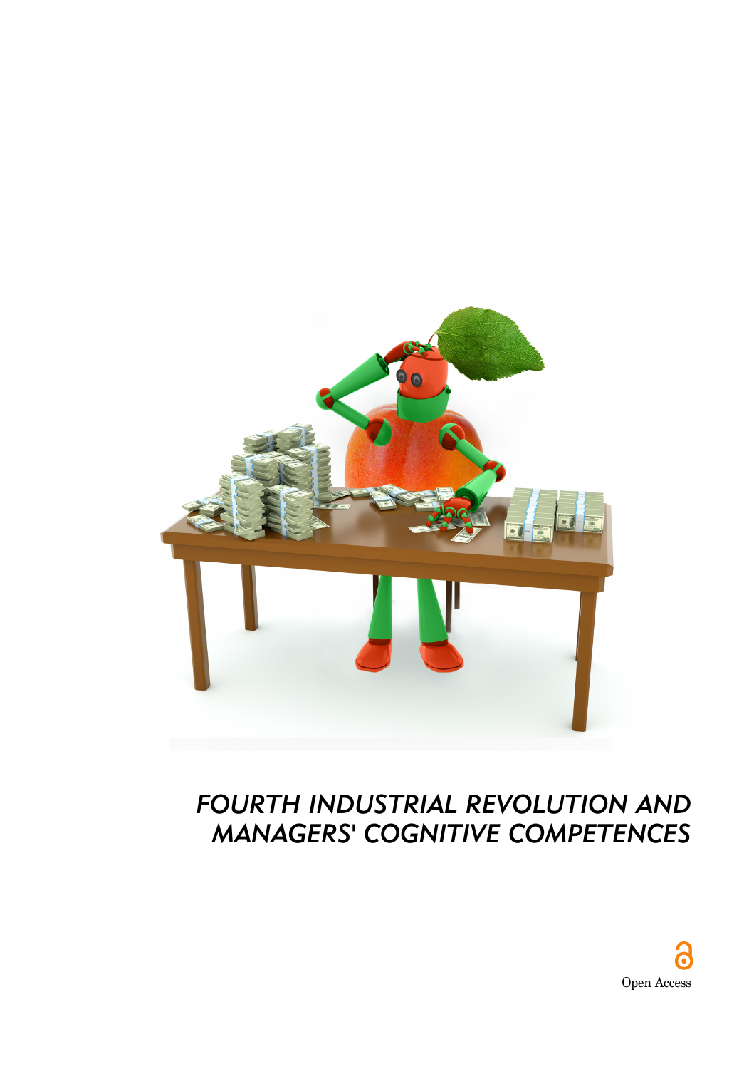# FOURTH INDUSTRIAL REVOLUTION AND MANAGERS' COGNITIVE COMPETENCES

Open Access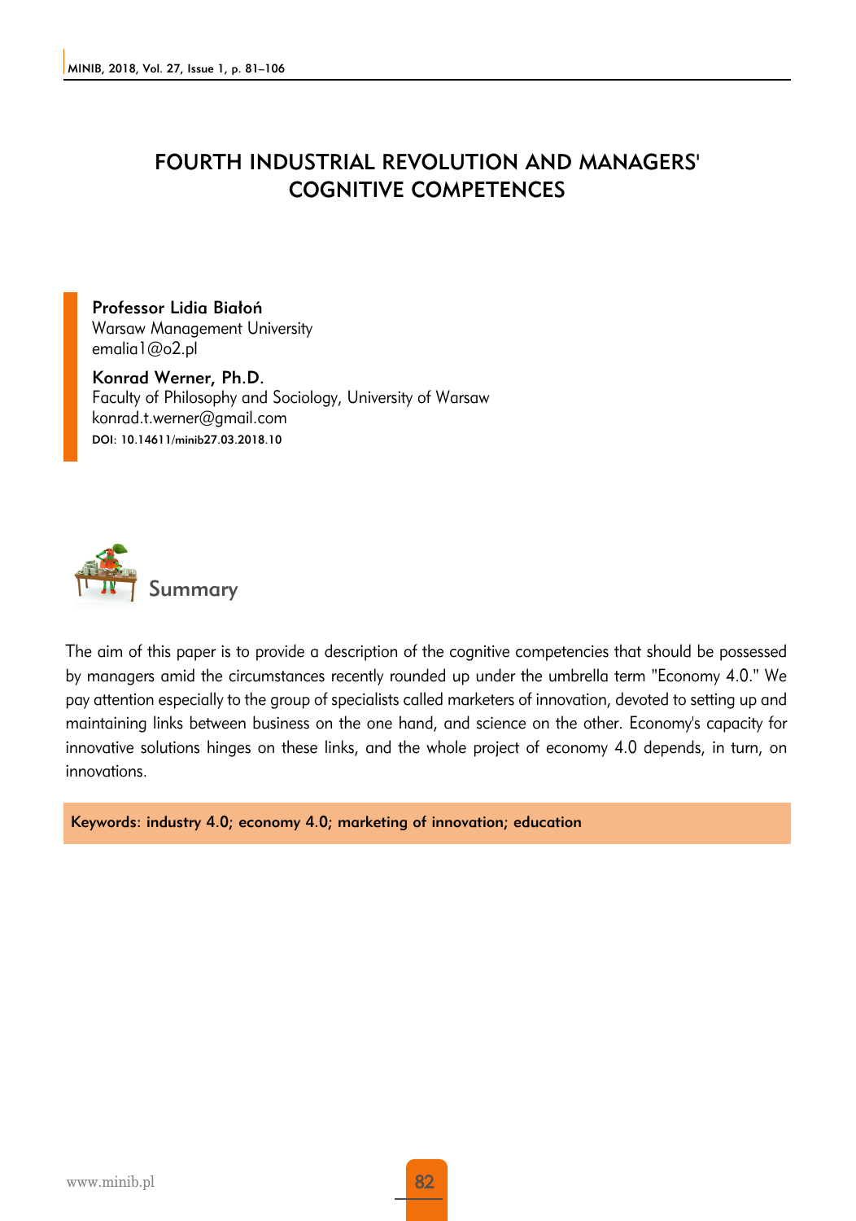# FOURTH INDUSTRIAL REVOLUTION AND MANAGERS' COGNITIVE COMPETENCES

**Professor Lidia Białoń**
Warsaw Management University
emalia1@o2.pl

**Konrad Werner, Ph.D.**
Faculty of Philosophy and Sociology, University of Warsaw
konrad.t.werner@gmail.com

DOI: 10.14611/minib27.03.2018.10

## Summary

The aim of this paper is to provide a description of the cognitive competencies that should be possessed by managers amid the circumstances recently rounded up under the umbrella term "Economy 4.0." We pay attention especially to the group of specialists called marketers of innovation, devoted to setting up and maintaining links between business on the one hand, and science on the other. Economy's capacity for innovative solutions hinges on these links, and the whole project of economy 4.0 depends, in turn, on innovations.

**Keywords: industry 4.0; economy 4.0; marketing of innovation; education**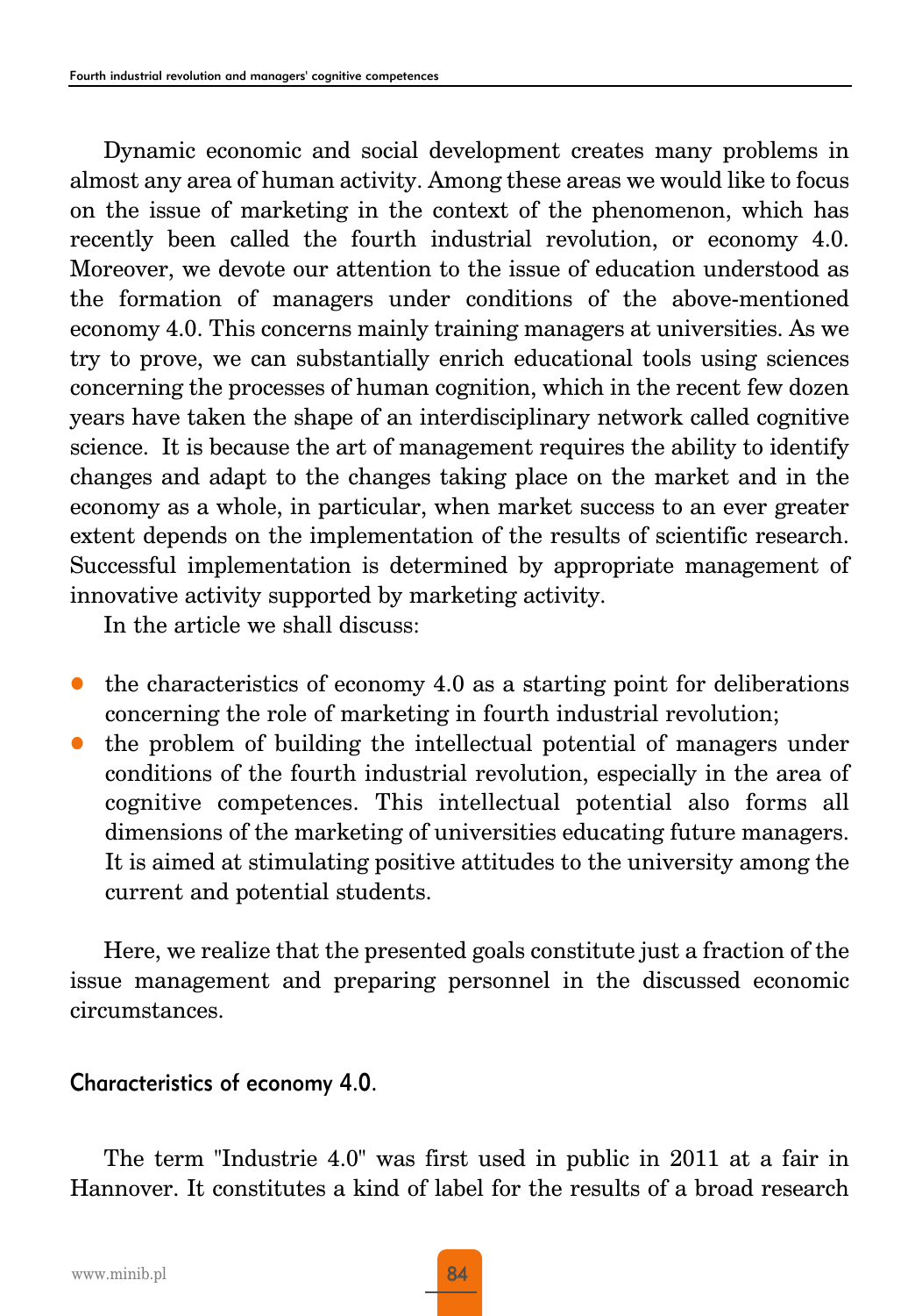Dynamic economic and social development creates many problems in almost any area of human activity. Among these areas we would like to focus on the issue of marketing in the context of the phenomenon, which has recently been called the fourth industrial revolution, or economy 4.0. Moreover, we devote our attention to the issue of education understood as the formation of managers under conditions of the above-mentioned economy 4.0. This concerns mainly training managers at universities. As we try to prove, we can substantially enrich educational tools using sciences concerning the processes of human cognition, which in the recent few dozen years have taken the shape of an interdisciplinary network called cognitive science. It is because the art of management requires the ability to identify changes and adapt to the changes taking place on the market and in the economy as a whole, in particular, when market success to an ever greater extent depends on the implementation of the results of scientific research. Successful implementation is determined by appropriate management of innovative activity supported by marketing activity.

In the article we shall discuss:

- the characteristics of economy 4.0 as a starting point for deliberations concerning the role of marketing in fourth industrial revolution;
- the problem of building the intellectual potential of managers under conditions of the fourth industrial revolution, especially in the area of cognitive competences. This intellectual potential also forms all dimensions of the marketing of universities educating future managers. It is aimed at stimulating positive attitudes to the university among the current and potential students.

Here, we realize that the presented goals constitute just a fraction of the issue management and preparing personnel in the discussed economic circumstances.

## Characteristics of economy 4.0.

The term "Industrie 4.0" was first used in public in 2011 at a fair in Hannover. It constitutes a kind of label for the results of a broad research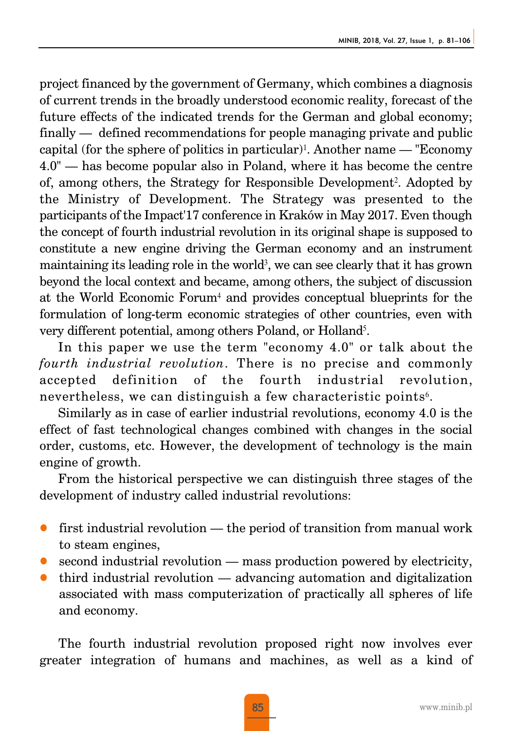project financed by the government of Germany, which combines a diagnosis of current trends in the broadly understood economic reality, forecast of the future effects of the indicated trends for the German and global economy; finally — defined recommendations for people managing private and public capital (for the sphere of politics in particular)[1]. Another name — "Economy 4.0" — has become popular also in Poland, where it has become the centre of, among others, the Strategy for Responsible Development[2]. Adopted by the Ministry of Development. The Strategy was presented to the participants of the Impact'17 conference in Kraków in May 2017. Even though the concept of fourth industrial revolution in its original shape is supposed to constitute a new engine driving the German economy and an instrument maintaining its leading role in the world[3], we can see clearly that it has grown beyond the local context and became, among others, the subject of discussion at the World Economic Forum[4] and provides conceptual blueprints for the formulation of long-term economic strategies of other countries, even with very different potential, among others Poland, or Holland[5].

In this paper we use the term "economy 4.0" or talk about the *fourth industrial revolution*. There is no precise and commonly accepted definition of the fourth industrial revolution, nevertheless, we can distinguish a few characteristic points[6].

Similarly as in case of earlier industrial revolutions, economy 4.0 is the effect of fast technological changes combined with changes in the social order, customs, etc. However, the development of technology is the main engine of growth.

From the historical perspective we can distinguish three stages of the development of industry called industrial revolutions:

- first industrial revolution — the period of transition from manual work to steam engines,
- second industrial revolution — mass production powered by electricity,
- third industrial revolution — advancing automation and digitalization associated with mass computerization of practically all spheres of life and economy.

The fourth industrial revolution proposed right now involves ever greater integration of humans and machines, as well as a kind of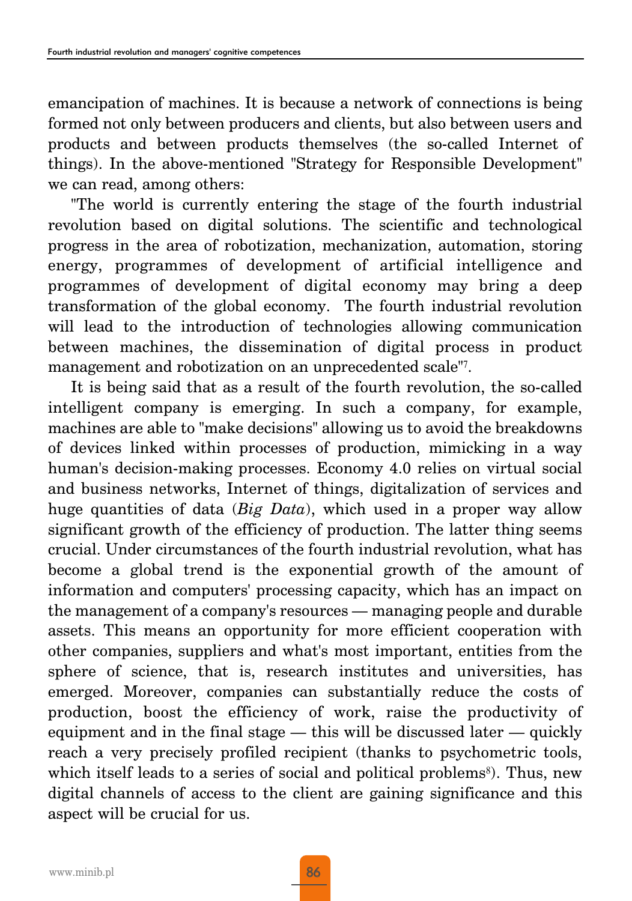emancipation of machines. It is because a network of connections is being formed not only between producers and clients, but also between users and products and between products themselves (the so-called Internet of things). In the above-mentioned "Strategy for Responsible Development" we can read, among others:

"The world is currently entering the stage of the fourth industrial revolution based on digital solutions. The scientific and technological progress in the area of robotization, mechanization, automation, storing energy, programmes of development of artificial intelligence and programmes of development of digital economy may bring a deep transformation of the global economy. The fourth industrial revolution will lead to the introduction of technologies allowing communication between machines, the dissemination of digital process in product management and robotization on an unprecedented scale"[7].

It is being said that as a result of the fourth revolution, the so-called intelligent company is emerging. In such a company, for example, machines are able to "make decisions" allowing us to avoid the breakdowns of devices linked within processes of production, mimicking in a way human's decision-making processes. Economy 4.0 relies on virtual social and business networks, Internet of things, digitalization of services and huge quantities of data (*Big Data*), which used in a proper way allow significant growth of the efficiency of production. The latter thing seems crucial. Under circumstances of the fourth industrial revolution, what has become a global trend is the exponential growth of the amount of information and computers' processing capacity, which has an impact on the management of a company's resources — managing people and durable assets. This means an opportunity for more efficient cooperation with other companies, suppliers and what's most important, entities from the sphere of science, that is, research institutes and universities, has emerged. Moreover, companies can substantially reduce the costs of production, boost the efficiency of work, raise the productivity of equipment and in the final stage — this will be discussed later — quickly reach a very precisely profiled recipient (thanks to psychometric tools, which itself leads to a series of social and political problems[8]). Thus, new digital channels of access to the client are gaining significance and this aspect will be crucial for us.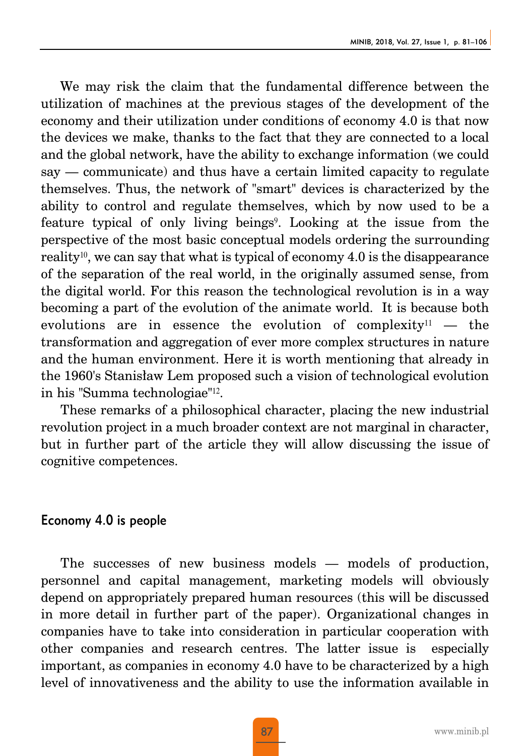We may risk the claim that the fundamental difference between the utilization of machines at the previous stages of the development of the economy and their utilization under conditions of economy 4.0 is that now the devices we make, thanks to the fact that they are connected to a local and the global network, have the ability to exchange information (we could say — communicate) and thus have a certain limited capacity to regulate themselves. Thus, the network of "smart" devices is characterized by the ability to control and regulate themselves, which by now used to be a feature typical of only living beings[9]. Looking at the issue from the perspective of the most basic conceptual models ordering the surrounding reality[10], we can say that what is typical of economy 4.0 is the disappearance of the separation of the real world, in the originally assumed sense, from the digital world. For this reason the technological revolution is in a way becoming a part of the evolution of the animate world. It is because both evolutions are in essence the evolution of complexity[11] — the transformation and aggregation of ever more complex structures in nature and the human environment. Here it is worth mentioning that already in the 1960's Stanisław Lem proposed such a vision of technological evolution in his "Summa technologiae"[12].

These remarks of a philosophical character, placing the new industrial revolution project in a much broader context are not marginal in character, but in further part of the article they will allow discussing the issue of cognitive competences.

## Economy 4.0 is people

The successes of new business models — models of production, personnel and capital management, marketing models will obviously depend on appropriately prepared human resources (this will be discussed in more detail in further part of the paper). Organizational changes in companies have to take into consideration in particular cooperation with other companies and research centres. The latter issue is especially important, as companies in economy 4.0 have to be characterized by a high level of innovativeness and the ability to use the information available in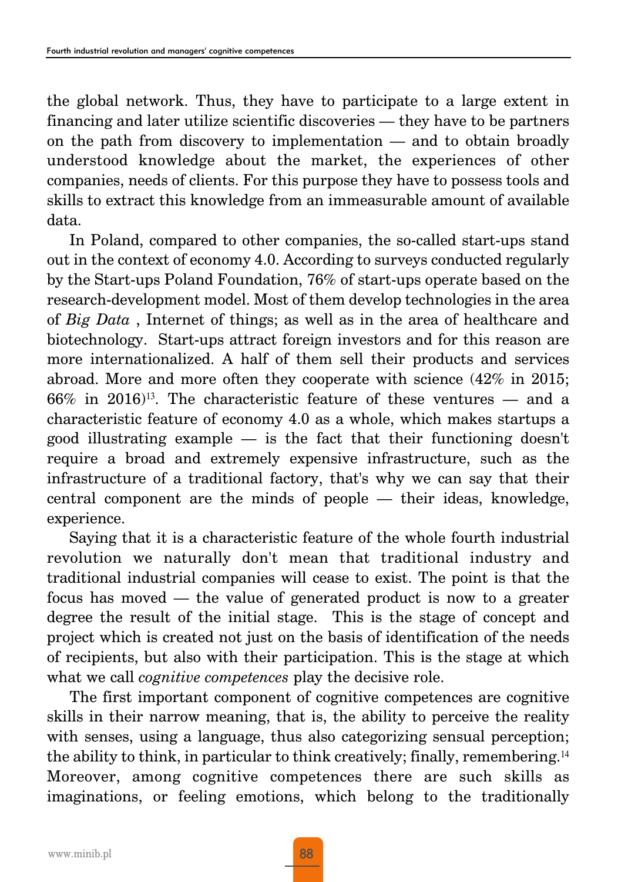the global network. Thus, they have to participate to a large extent in financing and later utilize scientific discoveries — they have to be partners on the path from discovery to implementation — and to obtain broadly understood knowledge about the market, the experiences of other companies, needs of clients. For this purpose they have to possess tools and skills to extract this knowledge from an immeasurable amount of available data.

In Poland, compared to other companies, the so-called start-ups stand out in the context of economy 4.0. According to surveys conducted regularly by the Start-ups Poland Foundation, 76% of start-ups operate based on the research-development model. Most of them develop technologies in the area of *Big Data* , Internet of things; as well as in the area of healthcare and biotechnology. Start-ups attract foreign investors and for this reason are more internationalized. A half of them sell their products and services abroad. More and more often they cooperate with science (42% in 2015; 66% in 2016)[13]. The characteristic feature of these ventures — and a characteristic feature of economy 4.0 as a whole, which makes startups a good illustrating example — is the fact that their functioning doesn't require a broad and extremely expensive infrastructure, such as the infrastructure of a traditional factory, that's why we can say that their central component are the minds of people — their ideas, knowledge, experience.

Saying that it is a characteristic feature of the whole fourth industrial revolution we naturally don't mean that traditional industry and traditional industrial companies will cease to exist. The point is that the focus has moved — the value of generated product is now to a greater degree the result of the initial stage. This is the stage of concept and project which is created not just on the basis of identification of the needs of recipients, but also with their participation. This is the stage at which what we call *cognitive competences* play the decisive role.

The first important component of cognitive competences are cognitive skills in their narrow meaning, that is, the ability to perceive the reality with senses, using a language, thus also categorizing sensual perception; the ability to think, in particular to think creatively; finally, remembering.[14] Moreover, among cognitive competences there are such skills as imaginations, or feeling emotions, which belong to the traditionally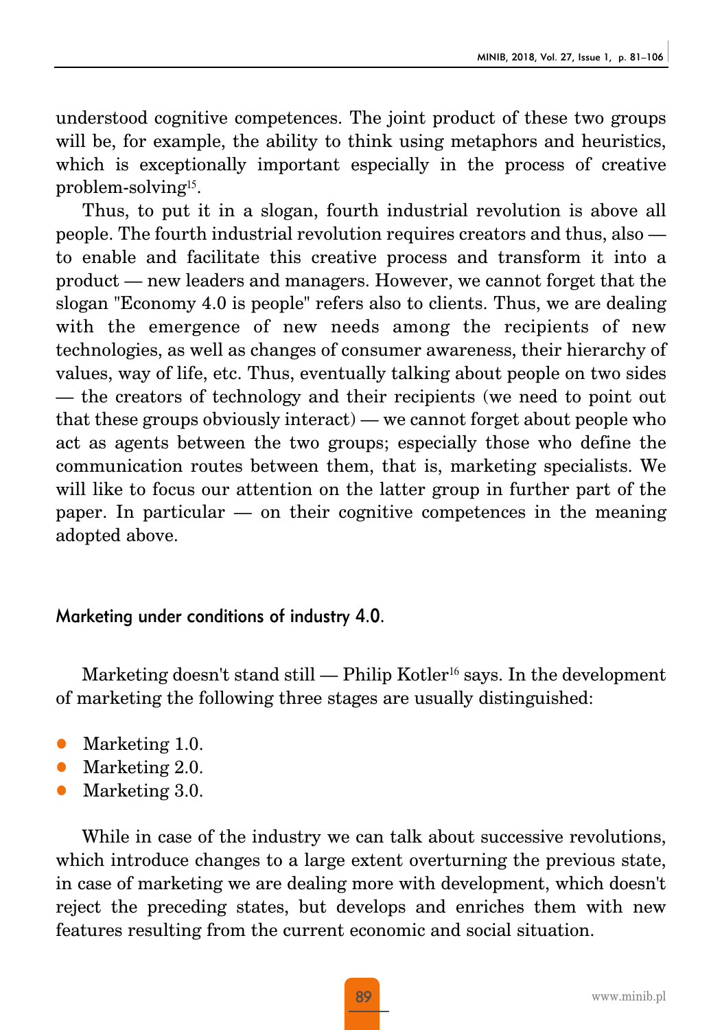understood cognitive competences. The joint product of these two groups will be, for example, the ability to think using metaphors and heuristics, which is exceptionally important especially in the process of creative problem-solving[15].

Thus, to put it in a slogan, fourth industrial revolution is above all people. The fourth industrial revolution requires creators and thus, also — to enable and facilitate this creative process and transform it into a product — new leaders and managers. However, we cannot forget that the slogan "Economy 4.0 is people" refers also to clients. Thus, we are dealing with the emergence of new needs among the recipients of new technologies, as well as changes of consumer awareness, their hierarchy of values, way of life, etc. Thus, eventually talking about people on two sides — the creators of technology and their recipients (we need to point out that these groups obviously interact) — we cannot forget about people who act as agents between the two groups; especially those who define the communication routes between them, that is, marketing specialists. We will like to focus our attention on the latter group in further part of the paper. In particular — on their cognitive competences in the meaning adopted above.

## Marketing under conditions of industry 4.0.

Marketing doesn't stand still — Philip Kotler[16] says. In the development of marketing the following three stages are usually distinguished:

- Marketing 1.0.
- Marketing 2.0.
- Marketing 3.0.

While in case of the industry we can talk about successive revolutions, which introduce changes to a large extent overturning the previous state, in case of marketing we are dealing more with development, which doesn't reject the preceding states, but develops and enriches them with new features resulting from the current economic and social situation.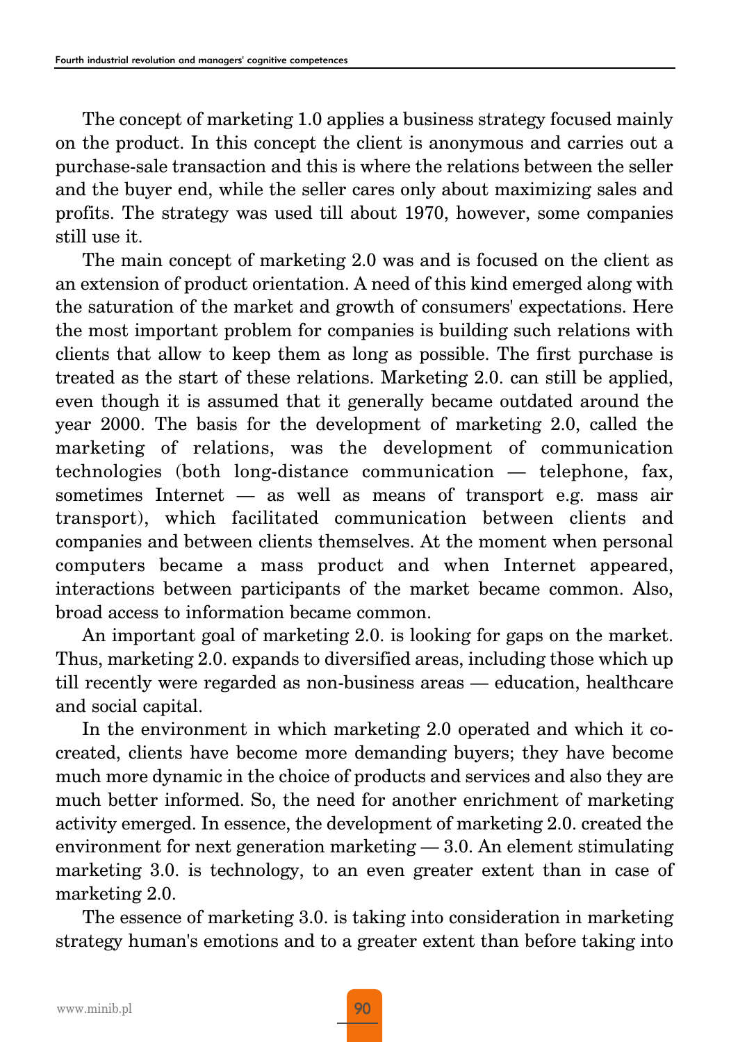The concept of marketing 1.0 applies a business strategy focused mainly on the product. In this concept the client is anonymous and carries out a purchase-sale transaction and this is where the relations between the seller and the buyer end, while the seller cares only about maximizing sales and profits. The strategy was used till about 1970, however, some companies still use it.

The main concept of marketing 2.0 was and is focused on the client as an extension of product orientation. A need of this kind emerged along with the saturation of the market and growth of consumers' expectations. Here the most important problem for companies is building such relations with clients that allow to keep them as long as possible. The first purchase is treated as the start of these relations. Marketing 2.0. can still be applied, even though it is assumed that it generally became outdated around the year 2000. The basis for the development of marketing 2.0, called the marketing of relations, was the development of communication technologies (both long-distance communication — telephone, fax, sometimes Internet — as well as means of transport e.g. mass air transport), which facilitated communication between clients and companies and between clients themselves. At the moment when personal computers became a mass product and when Internet appeared, interactions between participants of the market became common. Also, broad access to information became common.

An important goal of marketing 2.0. is looking for gaps on the market. Thus, marketing 2.0. expands to diversified areas, including those which up till recently were regarded as non-business areas — education, healthcare and social capital.

In the environment in which marketing 2.0 operated and which it co-created, clients have become more demanding buyers; they have become much more dynamic in the choice of products and services and also they are much better informed. So, the need for another enrichment of marketing activity emerged. In essence, the development of marketing 2.0. created the environment for next generation marketing — 3.0. An element stimulating marketing 3.0. is technology, to an even greater extent than in case of marketing 2.0.

The essence of marketing 3.0. is taking into consideration in marketing strategy human's emotions and to a greater extent than before taking into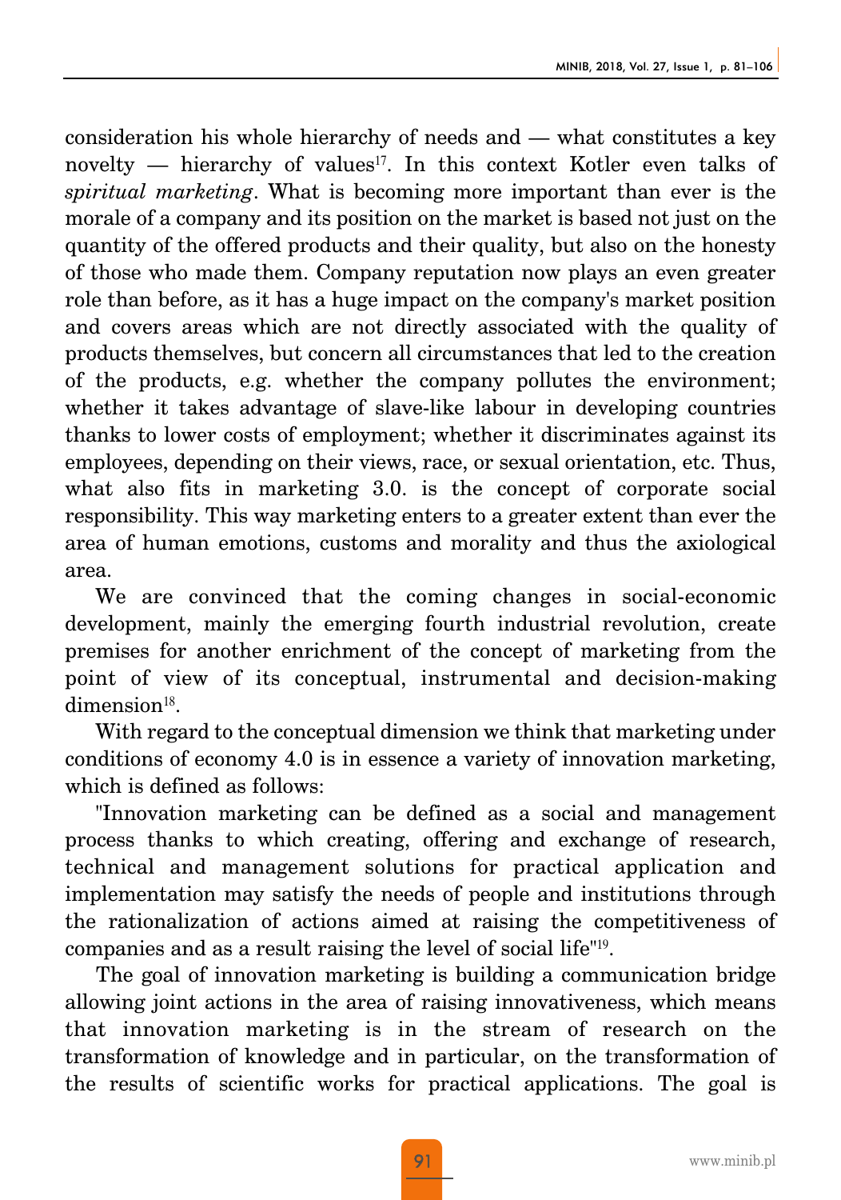consideration his whole hierarchy of needs and — what constitutes a key novelty — hierarchy of values[17]. In this context Kotler even talks of *spiritual marketing*. What is becoming more important than ever is the morale of a company and its position on the market is based not just on the quantity of the offered products and their quality, but also on the honesty of those who made them. Company reputation now plays an even greater role than before, as it has a huge impact on the company's market position and covers areas which are not directly associated with the quality of products themselves, but concern all circumstances that led to the creation of the products, e.g. whether the company pollutes the environment; whether it takes advantage of slave-like labour in developing countries thanks to lower costs of employment; whether it discriminates against its employees, depending on their views, race, or sexual orientation, etc. Thus, what also fits in marketing 3.0. is the concept of corporate social responsibility. This way marketing enters to a greater extent than ever the area of human emotions, customs and morality and thus the axiological area.

We are convinced that the coming changes in social-economic development, mainly the emerging fourth industrial revolution, create premises for another enrichment of the concept of marketing from the point of view of its conceptual, instrumental and decision-making dimension[18].

With regard to the conceptual dimension we think that marketing under conditions of economy 4.0 is in essence a variety of innovation marketing, which is defined as follows:

"Innovation marketing can be defined as a social and management process thanks to which creating, offering and exchange of research, technical and management solutions for practical application and implementation may satisfy the needs of people and institutions through the rationalization of actions aimed at raising the competitiveness of companies and as a result raising the level of social life"[19].

The goal of innovation marketing is building a communication bridge allowing joint actions in the area of raising innovativeness, which means that innovation marketing is in the stream of research on the transformation of knowledge and in particular, on the transformation of the results of scientific works for practical applications. The goal is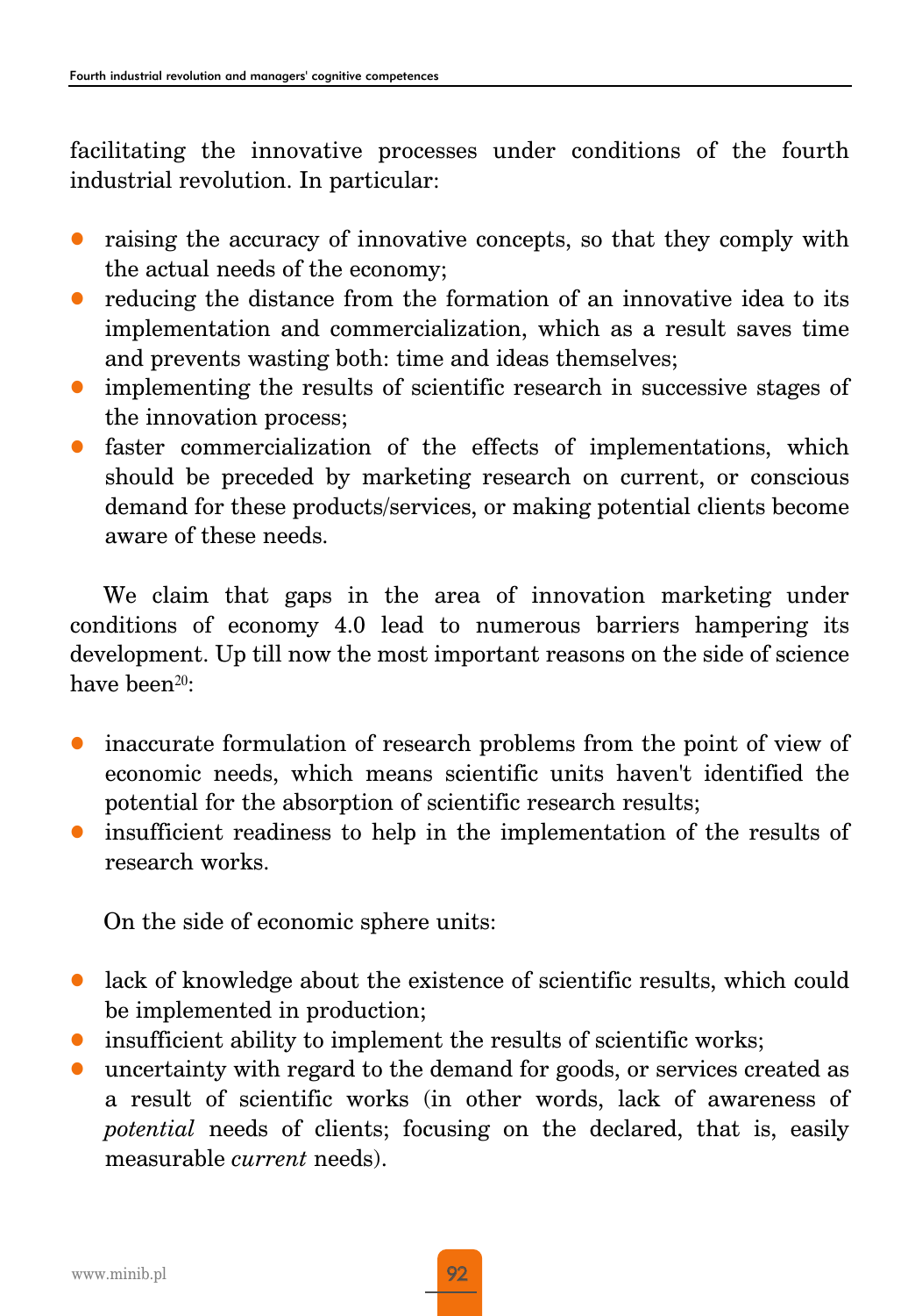facilitating the innovative processes under conditions of the fourth industrial revolution. In particular:

- raising the accuracy of innovative concepts, so that they comply with the actual needs of the economy;
- reducing the distance from the formation of an innovative idea to its implementation and commercialization, which as a result saves time and prevents wasting both: time and ideas themselves;
- implementing the results of scientific research in successive stages of the innovation process;
- faster commercialization of the effects of implementations, which should be preceded by marketing research on current, or conscious demand for these products/services, or making potential clients become aware of these needs.

We claim that gaps in the area of innovation marketing under conditions of economy 4.0 lead to numerous barriers hampering its development. Up till now the most important reasons on the side of science have been[20]:

- inaccurate formulation of research problems from the point of view of economic needs, which means scientific units haven't identified the potential for the absorption of scientific research results;
- insufficient readiness to help in the implementation of the results of research works.

On the side of economic sphere units:

- lack of knowledge about the existence of scientific results, which could be implemented in production;
- insufficient ability to implement the results of scientific works;
- uncertainty with regard to the demand for goods, or services created as a result of scientific works (in other words, lack of awareness of *potential* needs of clients; focusing on the declared, that is, easily measurable *current* needs).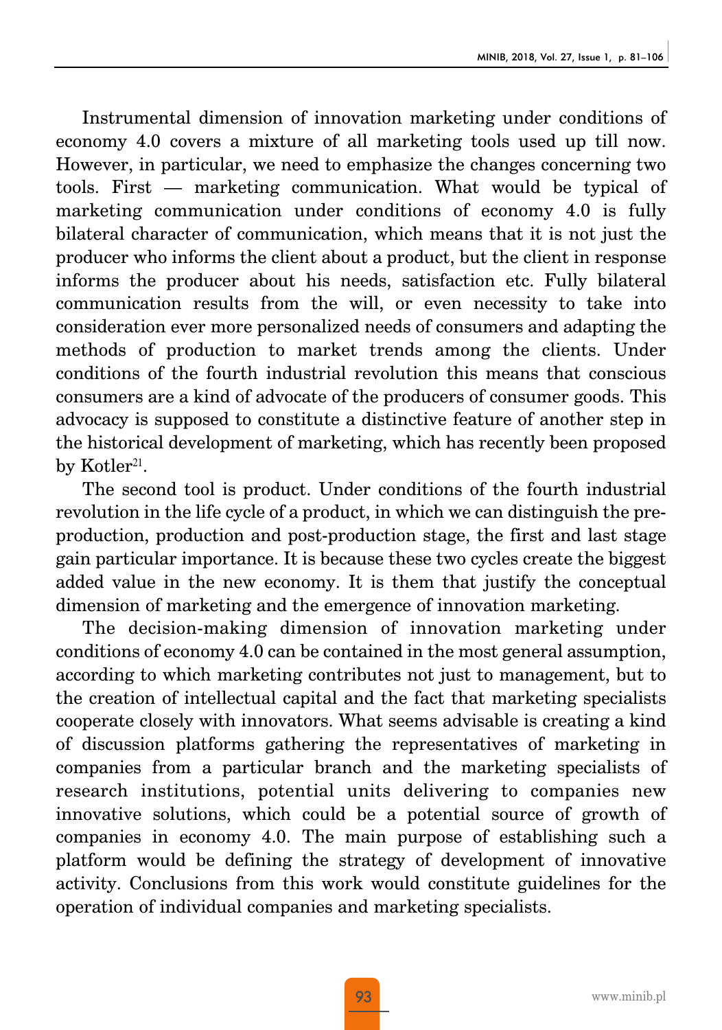Instrumental dimension of innovation marketing under conditions of economy 4.0 covers a mixture of all marketing tools used up till now. However, in particular, we need to emphasize the changes concerning two tools. First — marketing communication. What would be typical of marketing communication under conditions of economy 4.0 is fully bilateral character of communication, which means that it is not just the producer who informs the client about a product, but the client in response informs the producer about his needs, satisfaction etc. Fully bilateral communication results from the will, or even necessity to take into consideration ever more personalized needs of consumers and adapting the methods of production to market trends among the clients. Under conditions of the fourth industrial revolution this means that conscious consumers are a kind of advocate of the producers of consumer goods. This advocacy is supposed to constitute a distinctive feature of another step in the historical development of marketing, which has recently been proposed by Kotler[21].

The second tool is product. Under conditions of the fourth industrial revolution in the life cycle of a product, in which we can distinguish the pre-production, production and post-production stage, the first and last stage gain particular importance. It is because these two cycles create the biggest added value in the new economy. It is them that justify the conceptual dimension of marketing and the emergence of innovation marketing.

The decision-making dimension of innovation marketing under conditions of economy 4.0 can be contained in the most general assumption, according to which marketing contributes not just to management, but to the creation of intellectual capital and the fact that marketing specialists cooperate closely with innovators. What seems advisable is creating a kind of discussion platforms gathering the representatives of marketing in companies from a particular branch and the marketing specialists of research institutions, potential units delivering to companies new innovative solutions, which could be a potential source of growth of companies in economy 4.0. The main purpose of establishing such a platform would be defining the strategy of development of innovative activity. Conclusions from this work would constitute guidelines for the operation of individual companies and marketing specialists.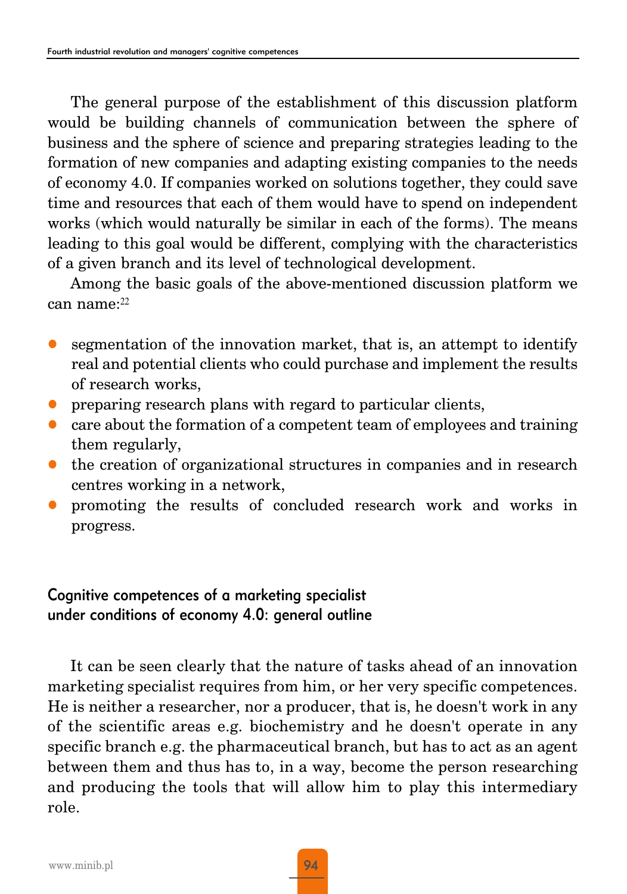The general purpose of the establishment of this discussion platform would be building channels of communication between the sphere of business and the sphere of science and preparing strategies leading to the formation of new companies and adapting existing companies to the needs of economy 4.0. If companies worked on solutions together, they could save time and resources that each of them would have to spend on independent works (which would naturally be similar in each of the forms). The means leading to this goal would be different, complying with the characteristics of a given branch and its level of technological development.

Among the basic goals of the above-mentioned discussion platform we can name:[22]

- segmentation of the innovation market, that is, an attempt to identify real and potential clients who could purchase and implement the results of research works,
- preparing research plans with regard to particular clients,
- care about the formation of a competent team of employees and training them regularly,
- the creation of organizational structures in companies and in research centres working in a network,
- promoting the results of concluded research work and works in progress.

## Cognitive competences of a marketing specialist under conditions of economy 4.0: general outline

It can be seen clearly that the nature of tasks ahead of an innovation marketing specialist requires from him, or her very specific competences. He is neither a researcher, nor a producer, that is, he doesn't work in any of the scientific areas e.g. biochemistry and he doesn't operate in any specific branch e.g. the pharmaceutical branch, but has to act as an agent between them and thus has to, in a way, become the person researching and producing the tools that will allow him to play this intermediary role.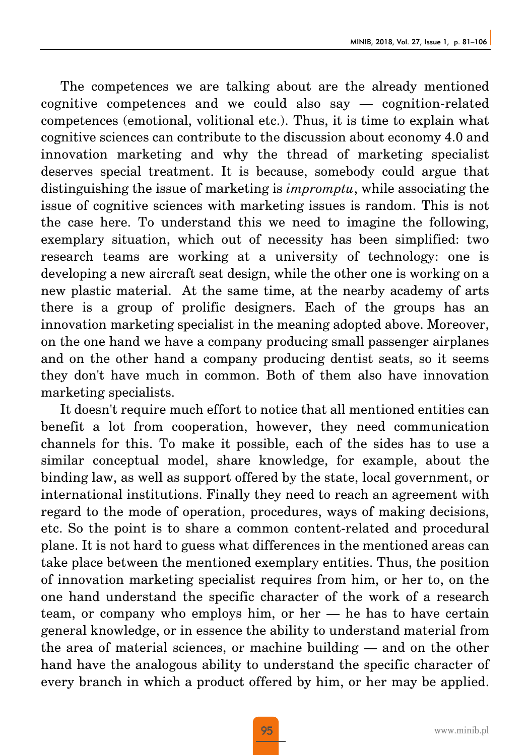The competences we are talking about are the already mentioned cognitive competences and we could also say — cognition-related competences (emotional, volitional etc.). Thus, it is time to explain what cognitive sciences can contribute to the discussion about economy 4.0 and innovation marketing and why the thread of marketing specialist deserves special treatment. It is because, somebody could argue that distinguishing the issue of marketing is *impromptu*, while associating the issue of cognitive sciences with marketing issues is random. This is not the case here. To understand this we need to imagine the following, exemplary situation, which out of necessity has been simplified: two research teams are working at a university of technology: one is developing a new aircraft seat design, while the other one is working on a new plastic material.  At the same time, at the nearby academy of arts there is a group of prolific designers. Each of the groups has an innovation marketing specialist in the meaning adopted above. Moreover, on the one hand we have a company producing small passenger airplanes and on the other hand a company producing dentist seats, so it seems they don't have much in common. Both of them also have innovation marketing specialists.

It doesn't require much effort to notice that all mentioned entities can benefit a lot from cooperation, however, they need communication channels for this. To make it possible, each of the sides has to use a similar conceptual model, share knowledge, for example, about the binding law, as well as support offered by the state, local government, or international institutions. Finally they need to reach an agreement with regard to the mode of operation, procedures, ways of making decisions, etc. So the point is to share a common content-related and procedural plane. It is not hard to guess what differences in the mentioned areas can take place between the mentioned exemplary entities. Thus, the position of innovation marketing specialist requires from him, or her to, on the one hand understand the specific character of the work of a research team, or company who employs him, or her — he has to have certain general knowledge, or in essence the ability to understand material from the area of material sciences, or machine building — and on the other hand have the analogous ability to understand the specific character of every branch in which a product offered by him, or her may be applied.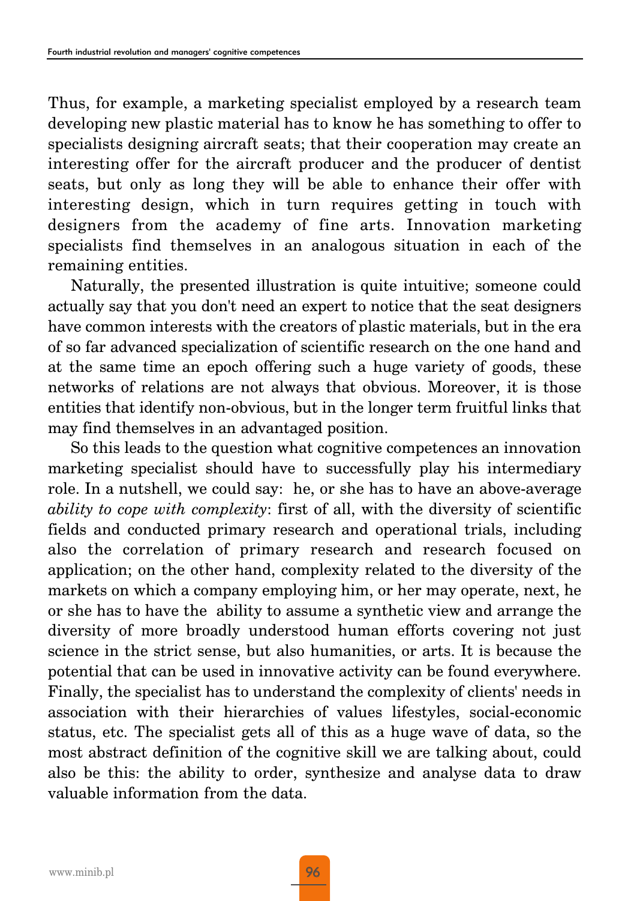Thus, for example, a marketing specialist employed by a research team developing new plastic material has to know he has something to offer to specialists designing aircraft seats; that their cooperation may create an interesting offer for the aircraft producer and the producer of dentist seats, but only as long they will be able to enhance their offer with interesting design, which in turn requires getting in touch with designers from the academy of fine arts. Innovation marketing specialists find themselves in an analogous situation in each of the remaining entities.

Naturally, the presented illustration is quite intuitive; someone could actually say that you don't need an expert to notice that the seat designers have common interests with the creators of plastic materials, but in the era of so far advanced specialization of scientific research on the one hand and at the same time an epoch offering such a huge variety of goods, these networks of relations are not always that obvious. Moreover, it is those entities that identify non-obvious, but in the longer term fruitful links that may find themselves in an advantaged position.

So this leads to the question what cognitive competences an innovation marketing specialist should have to successfully play his intermediary role. In a nutshell, we could say: he, or she has to have an above-average *ability to cope with complexity*: first of all, with the diversity of scientific fields and conducted primary research and operational trials, including also the correlation of primary research and research focused on application; on the other hand, complexity related to the diversity of the markets on which a company employing him, or her may operate, next, he or she has to have the ability to assume a synthetic view and arrange the diversity of more broadly understood human efforts covering not just science in the strict sense, but also humanities, or arts. It is because the potential that can be used in innovative activity can be found everywhere. Finally, the specialist has to understand the complexity of clients' needs in association with their hierarchies of values lifestyles, social-economic status, etc. The specialist gets all of this as a huge wave of data, so the most abstract definition of the cognitive skill we are talking about, could also be this: the ability to order, synthesize and analyse data to draw valuable information from the data.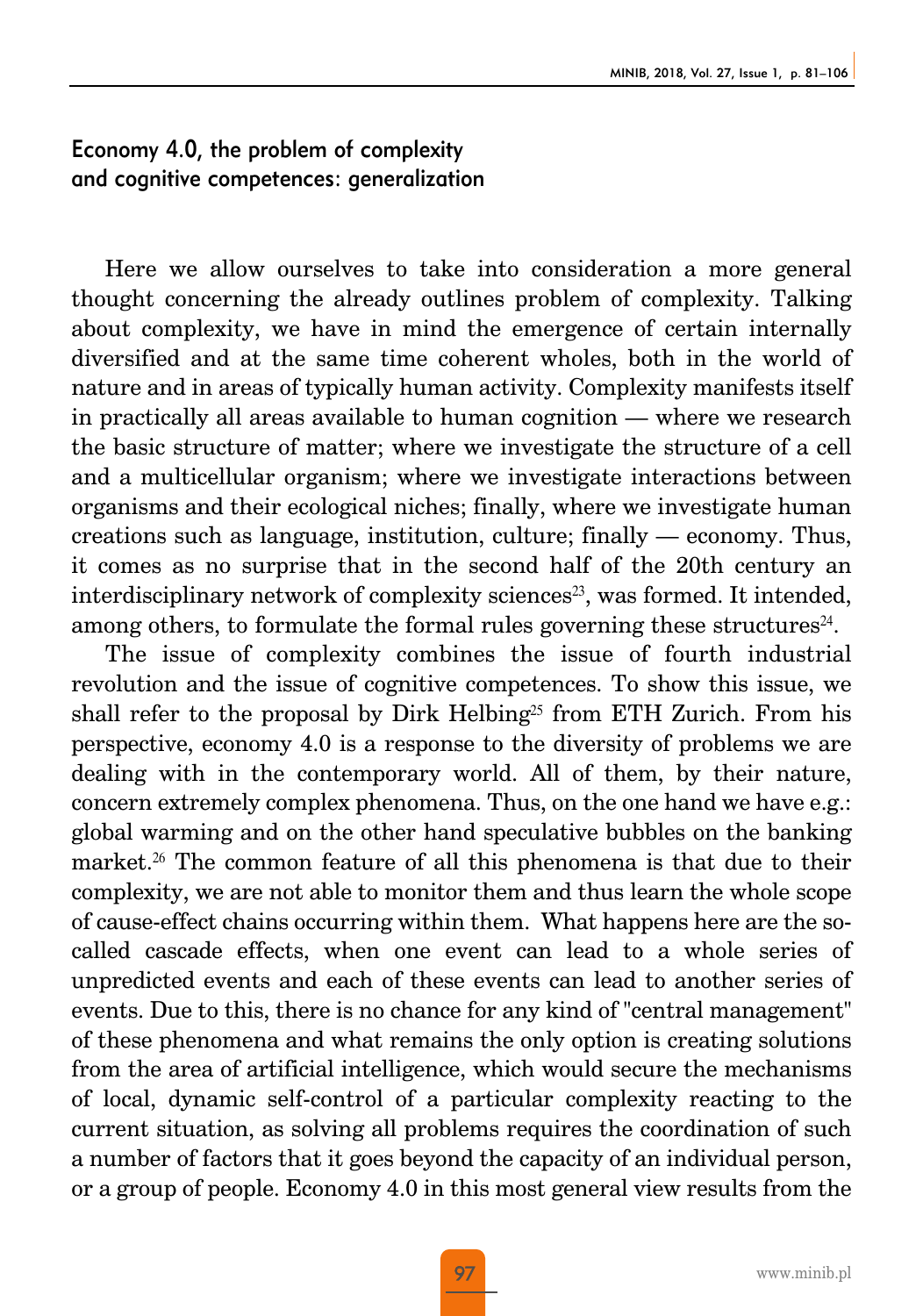## Economy 4.0, the problem of complexity and cognitive competences: generalization

Here we allow ourselves to take into consideration a more general thought concerning the already outlines problem of complexity. Talking about complexity, we have in mind the emergence of certain internally diversified and at the same time coherent wholes, both in the world of nature and in areas of typically human activity. Complexity manifests itself in practically all areas available to human cognition — where we research the basic structure of matter; where we investigate the structure of a cell and a multicellular organism; where we investigate interactions between organisms and their ecological niches; finally, where we investigate human creations such as language, institution, culture; finally — economy. Thus, it comes as no surprise that in the second half of the 20th century an interdisciplinary network of complexity sciences[23], was formed. It intended, among others, to formulate the formal rules governing these structures[24].

The issue of complexity combines the issue of fourth industrial revolution and the issue of cognitive competences. To show this issue, we shall refer to the proposal by Dirk Helbing[25] from ETH Zurich. From his perspective, economy 4.0 is a response to the diversity of problems we are dealing with in the contemporary world. All of them, by their nature, concern extremely complex phenomena. Thus, on the one hand we have e.g.: global warming and on the other hand speculative bubbles on the banking market.[26] The common feature of all this phenomena is that due to their complexity, we are not able to monitor them and thus learn the whole scope of cause-effect chains occurring within them. What happens here are the so-called cascade effects, when one event can lead to a whole series of unpredicted events and each of these events can lead to another series of events. Due to this, there is no chance for any kind of "central management" of these phenomena and what remains the only option is creating solutions from the area of artificial intelligence, which would secure the mechanisms of local, dynamic self-control of a particular complexity reacting to the current situation, as solving all problems requires the coordination of such a number of factors that it goes beyond the capacity of an individual person, or a group of people. Economy 4.0 in this most general view results from the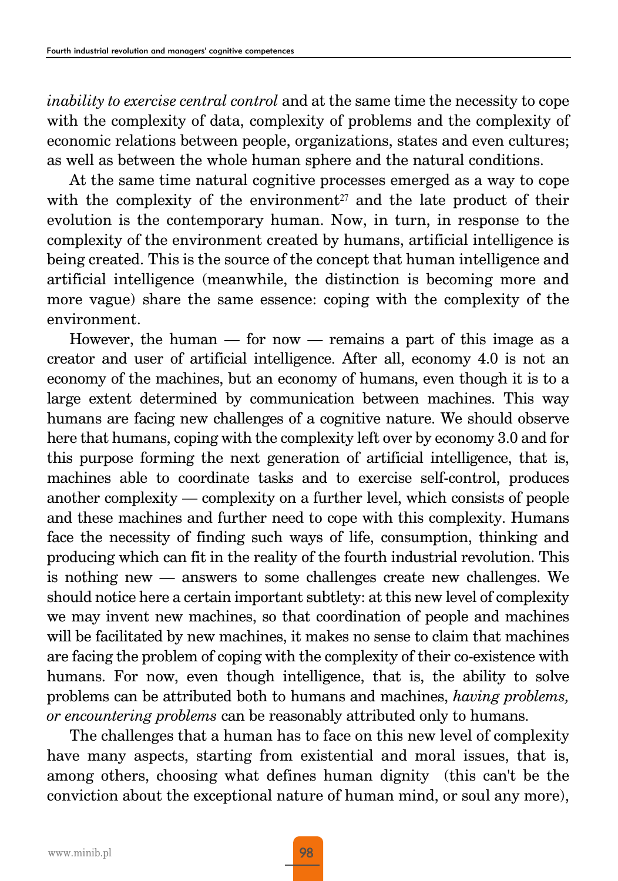*inability to exercise central control* and at the same time the necessity to cope with the complexity of data, complexity of problems and the complexity of economic relations between people, organizations, states and even cultures; as well as between the whole human sphere and the natural conditions.

At the same time natural cognitive processes emerged as a way to cope with the complexity of the environment[27] and the late product of their evolution is the contemporary human. Now, in turn, in response to the complexity of the environment created by humans, artificial intelligence is being created. This is the source of the concept that human intelligence and artificial intelligence (meanwhile, the distinction is becoming more and more vague) share the same essence: coping with the complexity of the environment.

However, the human — for now — remains a part of this image as a creator and user of artificial intelligence. After all, economy 4.0 is not an economy of the machines, but an economy of humans, even though it is to a large extent determined by communication between machines. This way humans are facing new challenges of a cognitive nature. We should observe here that humans, coping with the complexity left over by economy 3.0 and for this purpose forming the next generation of artificial intelligence, that is, machines able to coordinate tasks and to exercise self-control, produces another complexity — complexity on a further level, which consists of people and these machines and further need to cope with this complexity. Humans face the necessity of finding such ways of life, consumption, thinking and producing which can fit in the reality of the fourth industrial revolution. This is nothing new — answers to some challenges create new challenges. We should notice here a certain important subtlety: at this new level of complexity we may invent new machines, so that coordination of people and machines will be facilitated by new machines, it makes no sense to claim that machines are facing the problem of coping with the complexity of their co-existence with humans. For now, even though intelligence, that is, the ability to solve problems can be attributed both to humans and machines, *having problems, or encountering problems* can be reasonably attributed only to humans.

The challenges that a human has to face on this new level of complexity have many aspects, starting from existential and moral issues, that is, among others, choosing what defines human dignity (this can't be the conviction about the exceptional nature of human mind, or soul any more),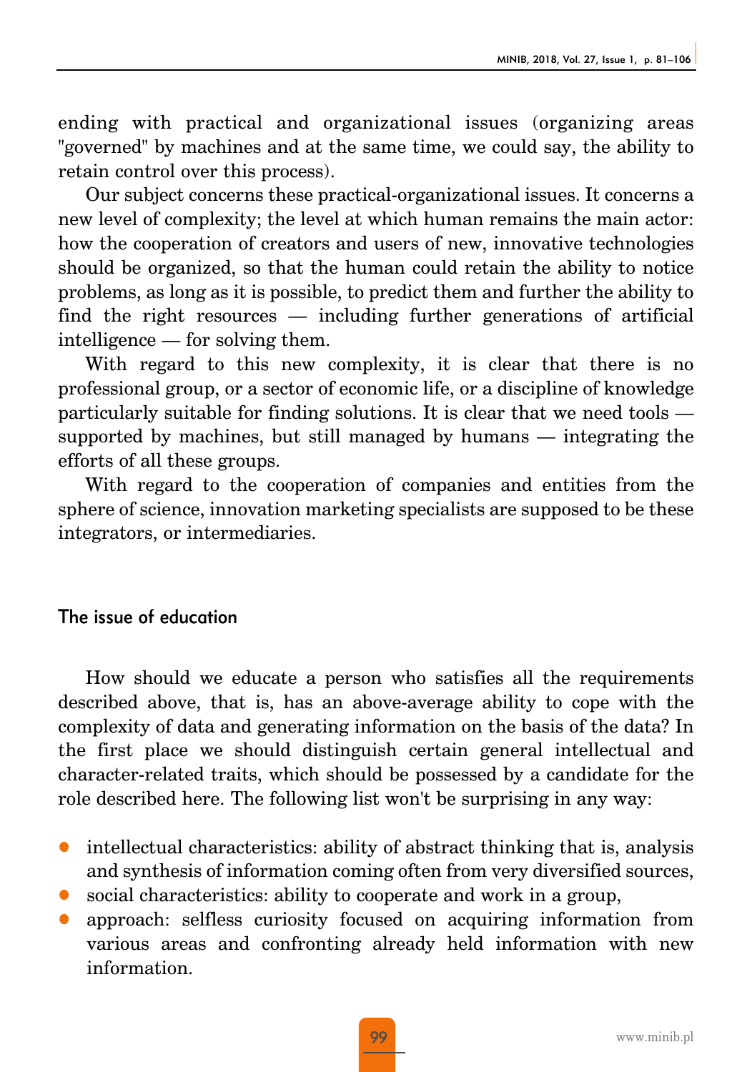ending with practical and organizational issues (organizing areas "governed" by machines and at the same time, we could say, the ability to retain control over this process).

Our subject concerns these practical-organizational issues. It concerns a new level of complexity; the level at which human remains the main actor: how the cooperation of creators and users of new, innovative technologies should be organized, so that the human could retain the ability to notice problems, as long as it is possible, to predict them and further the ability to find the right resources — including further generations of artificial intelligence — for solving them.

With regard to this new complexity, it is clear that there is no professional group, or a sector of economic life, or a discipline of knowledge particularly suitable for finding solutions. It is clear that we need tools — supported by machines, but still managed by humans — integrating the efforts of all these groups.

With regard to the cooperation of companies and entities from the sphere of science, innovation marketing specialists are supposed to be these integrators, or intermediaries.

## The issue of education

How should we educate a person who satisfies all the requirements described above, that is, has an above-average ability to cope with the complexity of data and generating information on the basis of the data? In the first place we should distinguish certain general intellectual and character-related traits, which should be possessed by a candidate for the role described here. The following list won't be surprising in any way:

- intellectual characteristics: ability of abstract thinking that is, analysis and synthesis of information coming often from very diversified sources,
- social characteristics: ability to cooperate and work in a group,
- approach: selfless curiosity focused on acquiring information from various areas and confronting already held information with new information.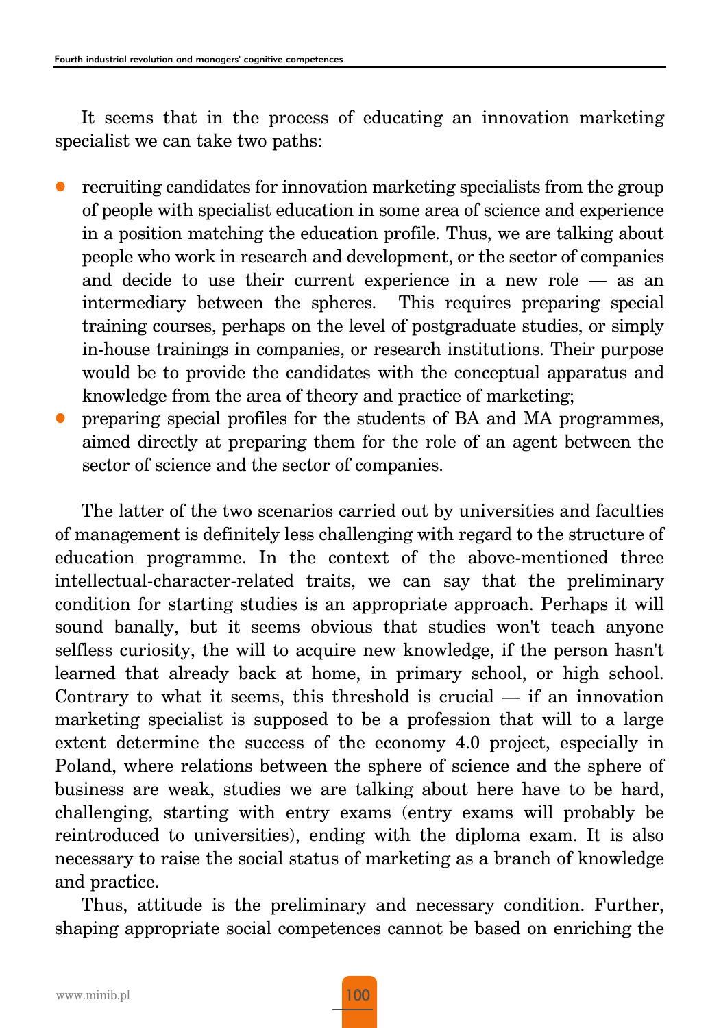It seems that in the process of educating an innovation marketing specialist we can take two paths:

- recruiting candidates for innovation marketing specialists from the group of people with specialist education in some area of science and experience in a position matching the education profile. Thus, we are talking about people who work in research and development, or the sector of companies and decide to use their current experience in a new role — as an intermediary between the spheres. This requires preparing special training courses, perhaps on the level of postgraduate studies, or simply in-house trainings in companies, or research institutions. Their purpose would be to provide the candidates with the conceptual apparatus and knowledge from the area of theory and practice of marketing;
- preparing special profiles for the students of BA and MA programmes, aimed directly at preparing them for the role of an agent between the sector of science and the sector of companies.

The latter of the two scenarios carried out by universities and faculties of management is definitely less challenging with regard to the structure of education programme. In the context of the above-mentioned three intellectual-character-related traits, we can say that the preliminary condition for starting studies is an appropriate approach. Perhaps it will sound banally, but it seems obvious that studies won't teach anyone selfless curiosity, the will to acquire new knowledge, if the person hasn't learned that already back at home, in primary school, or high school. Contrary to what it seems, this threshold is crucial — if an innovation marketing specialist is supposed to be a profession that will to a large extent determine the success of the economy 4.0 project, especially in Poland, where relations between the sphere of science and the sphere of business are weak, studies we are talking about here have to be hard, challenging, starting with entry exams (entry exams will probably be reintroduced to universities), ending with the diploma exam. It is also necessary to raise the social status of marketing as a branch of knowledge and practice.

Thus, attitude is the preliminary and necessary condition. Further, shaping appropriate social competences cannot be based on enriching the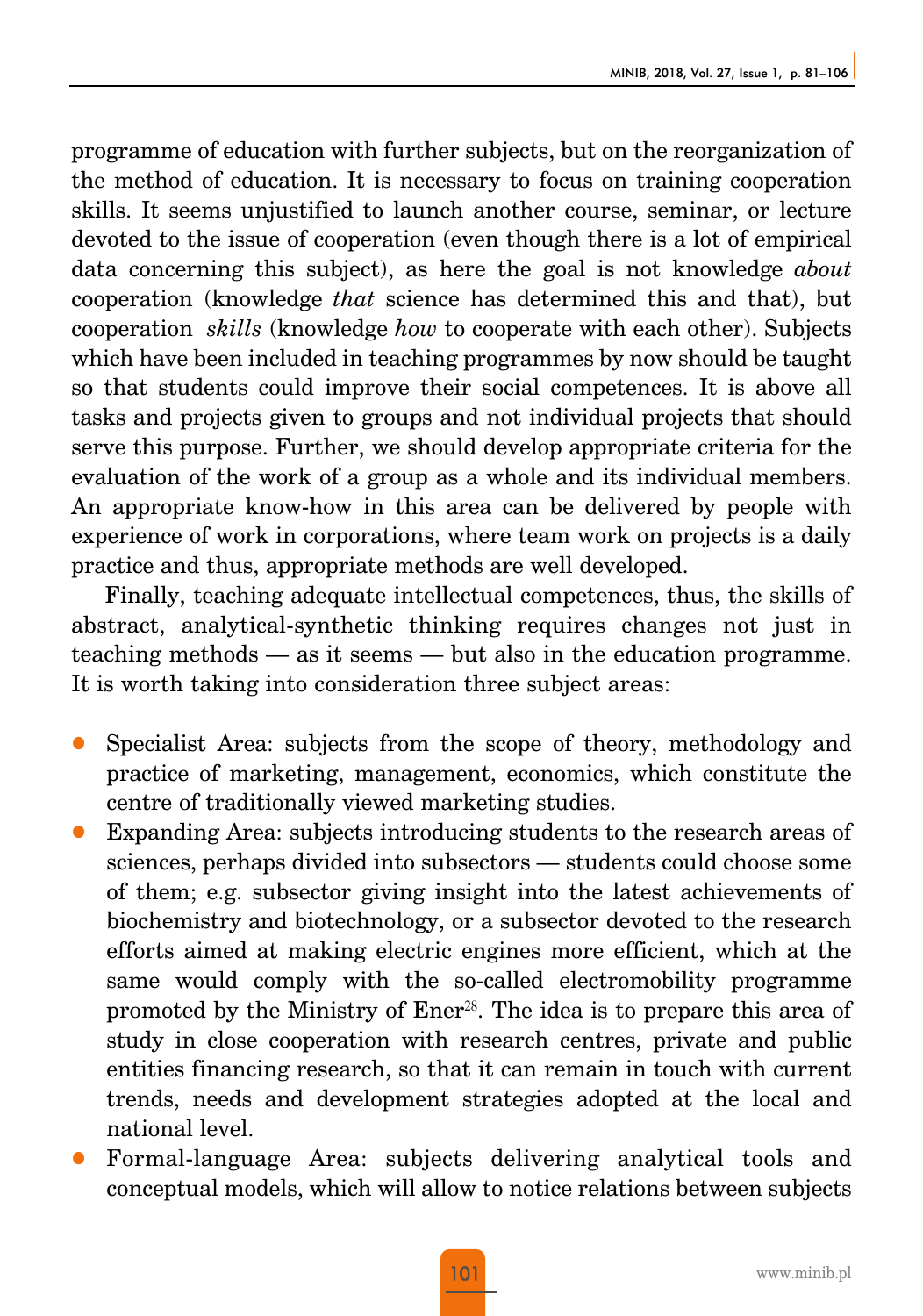programme of education with further subjects, but on the reorganization of the method of education. It is necessary to focus on training cooperation skills. It seems unjustified to launch another course, seminar, or lecture devoted to the issue of cooperation (even though there is a lot of empirical data concerning this subject), as here the goal is not knowledge *about* cooperation (knowledge *that* science has determined this and that), but cooperation *skills* (knowledge *how* to cooperate with each other). Subjects which have been included in teaching programmes by now should be taught so that students could improve their social competences. It is above all tasks and projects given to groups and not individual projects that should serve this purpose. Further, we should develop appropriate criteria for the evaluation of the work of a group as a whole and its individual members. An appropriate know-how in this area can be delivered by people with experience of work in corporations, where team work on projects is a daily practice and thus, appropriate methods are well developed.

Finally, teaching adequate intellectual competences, thus, the skills of abstract, analytical-synthetic thinking requires changes not just in teaching methods — as it seems — but also in the education programme. It is worth taking into consideration three subject areas:

- Specialist Area: subjects from the scope of theory, methodology and practice of marketing, management, economics, which constitute the centre of traditionally viewed marketing studies.
- Expanding Area: subjects introducing students to the research areas of sciences, perhaps divided into subsectors — students could choose some of them; e.g. subsector giving insight into the latest achievements of biochemistry and biotechnology, or a subsector devoted to the research efforts aimed at making electric engines more efficient, which at the same would comply with the so-called electromobility programme promoted by the Ministry of Ener[28]. The idea is to prepare this area of study in close cooperation with research centres, private and public entities financing research, so that it can remain in touch with current trends, needs and development strategies adopted at the local and national level.
- Formal-language Area: subjects delivering analytical tools and conceptual models, which will allow to notice relations between subjects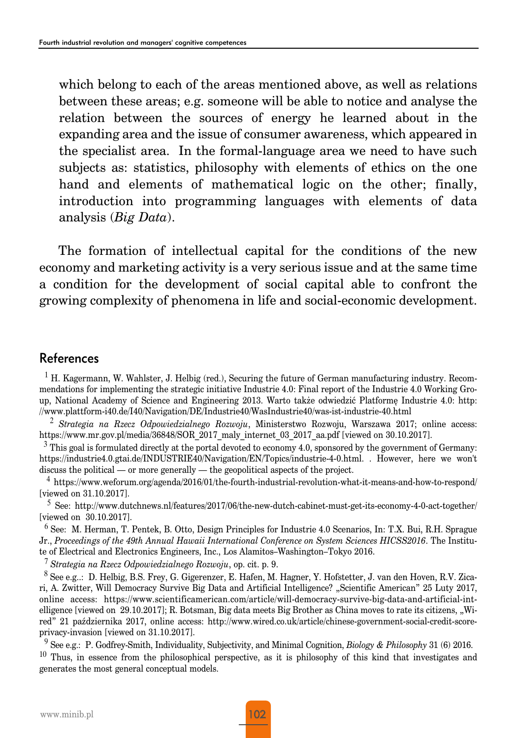which belong to each of the areas mentioned above, as well as relations between these areas; e.g. someone will be able to notice and analyse the relation between the sources of energy he learned about in the expanding area and the issue of consumer awareness, which appeared in the specialist area. In the formal-language area we need to have such subjects as: statistics, philosophy with elements of ethics on the one hand and elements of mathematical logic on the other; finally, introduction into programming languages with elements of data analysis (*Big Data*).

The formation of intellectual capital for the conditions of the new economy and marketing activity is a very serious issue and at the same time a condition for the development of social capital able to confront the growing complexity of phenomena in life and social-economic development.

## References

[1] H. Kagermann, W. Wahlster, J. Helbig (red.), Securing the future of German manufacturing industry. Recommendations for implementing the strategic initiative Industrie 4.0: Final report of the Industrie 4.0 Working Group, National Academy of Science and Engineering 2013. Warto także odwiedzić Platformę Industrie 4.0: http://www.plattform-i40.de/I40/Navigation/DE/Industrie40/WasIndustrie40/was-ist-industrie-40.html

[2] *Strategia na Rzecz Odpowiedzialnego Rozwoju*, Ministerstwo Rozwoju, Warszawa 2017; online access: https://www.mr.gov.pl/media/36848/SOR_2017_maly_internet_03_2017_aa.pdf [viewed on 30.10.2017].

[3] This goal is formulated directly at the portal devoted to economy 4.0, sponsored by the government of Germany: https://industrie4.0.gtai.de/INDUSTRIE40/Navigation/EN/Topics/industrie-4-0.html. . However, here we won't discuss the political — or more generally — the geopolitical aspects of the project.

[4] https://www.weforum.org/agenda/2016/01/the-fourth-industrial-revolution-what-it-means-and-how-to-respond/ [viewed on 31.10.2017].

[5] See: http://www.dutchnews.nl/features/2017/06/the-new-dutch-cabinet-must-get-its-economy-4-0-act-together/ [viewed on 30.10.2017].

[6] See: M. Herman, T. Pentek, B. Otto, Design Principles for Industrie 4.0 Scenarios, In: T.X. Bui, R.H. Sprague Jr., *Proceedings of the 49th Annual Hawaii International Conference on System Sciences HICSS2016*. The Institute of Electrical and Electronics Engineers, Inc., Los Alamitos–Washington–Tokyo 2016.

[7] *Strategia na Rzecz Odpowiedzialnego Rozwoju*, op. cit. p. 9.

[8] See e.g..: D. Helbig, B.S. Frey, G. Gigerenzer, E. Hafen, M. Hagner, Y. Hofstetter, J. van den Hoven, R.V. Zicari, A. Zwitter, Will Democracy Survive Big Data and Artificial Intelligence? „Scientific American" 25 Luty 2017, online access: https://www.scientificamerican.com/article/will-democracy-survive-big-data-and-artificial-intelligence [viewed on 29.10.2017]; R. Botsman, Big data meets Big Brother as China moves to rate its citizens, „Wired" 21 października 2017, online access: http://www.wired.co.uk/article/chinese-government-social-credit-score-privacy-invasion [viewed on 31.10.2017].

[9] See e.g.: P. Godfrey-Smith, Individuality, Subjectivity, and Minimal Cognition, *Biology & Philosophy* 31 (6) 2016.

[10] Thus, in essence from the philosophical perspective, as it is philosophy of this kind that investigates and generates the most general conceptual models.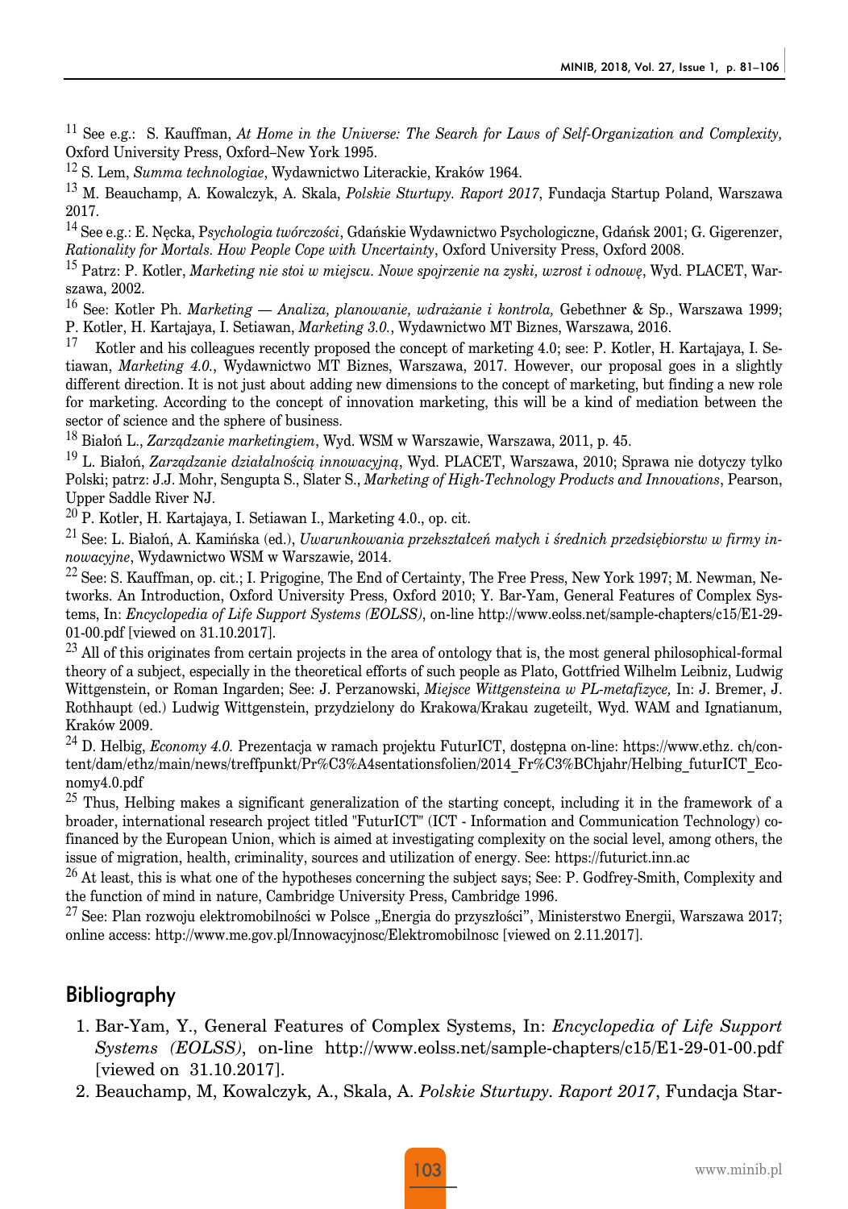[11] See e.g.: S. Kauffman, *At Home in the Universe: The Search for Laws of Self-Organization and Complexity,* Oxford University Press, Oxford–New York 1995.

[12] S. Lem, *Summa technologiae*, Wydawnictwo Literackie, Kraków 1964.

[13] M. Beauchamp, A. Kowalczyk, A. Skala, *Polskie Sturtupy. Raport 2017*, Fundacja Startup Poland, Warszawa 2017.

[14] See e.g.: E. Nęcka, P*sychologia twórczości*, Gdańskie Wydawnictwo Psychologiczne, Gdańsk 2001; G. Gigerenzer, *Rationality for Mortals. How People Cope with Uncertainty*, Oxford University Press, Oxford 2008.

[15] Patrz: P. Kotler, *Marketing nie stoi w miejscu. Nowe spojrzenie na zyski, wzrost i odnowę*, Wyd. PLACET, Warszawa, 2002.

[16] See: Kotler Ph. *Marketing — Analiza, planowanie, wdrażanie i kontrola,* Gebethner & Sp., Warszawa 1999; P. Kotler, H. Kartajaya, I. Setiawan, *Marketing 3.0.*, Wydawnictwo MT Biznes, Warszawa, 2016.

[17] Kotler and his colleagues recently proposed the concept of marketing 4.0; see: P. Kotler, H. Kartajaya, I. Setiawan, *Marketing 4.0.*, Wydawnictwo MT Biznes, Warszawa, 2017. However, our proposal goes in a slightly different direction. It is not just about adding new dimensions to the concept of marketing, but finding a new role for marketing. According to the concept of innovation marketing, this will be a kind of mediation between the sector of science and the sphere of business.

[18] Białoń L., *Zarządzanie marketingiem*, Wyd. WSM w Warszawie, Warszawa, 2011, p. 45.

[19] L. Białoń, *Zarządzanie działalnością innowacyjną*, Wyd. PLACET, Warszawa, 2010; Sprawa nie dotyczy tylko Polski; patrz: J.J. Mohr, Sengupta S., Slater S., *Marketing of High-Technology Products and Innovations*, Pearson, Upper Saddle River NJ.

[20] P. Kotler, H. Kartajaya, I. Setiawan I., Marketing 4.0., op. cit.

[21] See: L. Białoń, A. Kamińska (ed.), *Uwarunkowania przekształceń małych i średnich przedsiębiorstw w firmy innowacyjne*, Wydawnictwo WSM w Warszawie, 2014.

[22] See: S. Kauffman, op. cit.; I. Prigogine, The End of Certainty, The Free Press, New York 1997; M. Newman, Networks. An Introduction, Oxford University Press, Oxford 2010; Y. Bar-Yam, General Features of Complex Systems, In: *Encyclopedia of Life Support Systems (EOLSS)*, on-line http://www.eolss.net/sample-chapters/c15/E1-29-01-00.pdf [viewed on 31.10.2017].

[23] All of this originates from certain projects in the area of ontology that is, the most general philosophical-formal theory of a subject, especially in the theoretical efforts of such people as Plato, Gottfried Wilhelm Leibniz, Ludwig Wittgenstein, or Roman Ingarden; See: J. Perzanowski, *Miejsce Wittgensteina w PL-metafizyce,* In: J. Bremer, J. Rothhaupt (ed.) Ludwig Wittgenstein, przydzielony do Krakowa/Krakau zugeteilt, Wyd. WAM and Ignatianum, Kraków 2009.

[24] D. Helbig, *Economy 4.0.* Prezentacja w ramach projektu FuturICT, dostępna on-line: https://www.ethz. ch/content/dam/ethz/main/news/treffpunkt/Pr%C3%A4sentationsfolien/2014_Fr%C3%BChjahr/Helbing_futurICT_Economy4.0.pdf

[25] Thus, Helbing makes a significant generalization of the starting concept, including it in the framework of a broader, international research project titled "FuturICT" (ICT - Information and Communication Technology) co-financed by the European Union, which is aimed at investigating complexity on the social level, among others, the issue of migration, health, criminality, sources and utilization of energy. See: https://futurict.inn.ac

[26] At least, this is what one of the hypotheses concerning the subject says; See: P. Godfrey-Smith, Complexity and the function of mind in nature, Cambridge University Press, Cambridge 1996.

[27] See: Plan rozwoju elektromobilności w Polsce „Energia do przyszłości", Ministerstwo Energii, Warszawa 2017; online access: http://www.me.gov.pl/Innowacyjnosc/Elektromobilnosc [viewed on 2.11.2017].

## Bibliography

1. Bar-Yam, Y., General Features of Complex Systems, In: *Encyclopedia of Life Support Systems (EOLSS)*, on-line http://www.eolss.net/sample-chapters/c15/E1-29-01-00.pdf [viewed on 31.10.2017].
2. Beauchamp, M, Kowalczyk, A., Skala, A. *Polskie Sturtupy. Raport 2017*, Fundacja Star-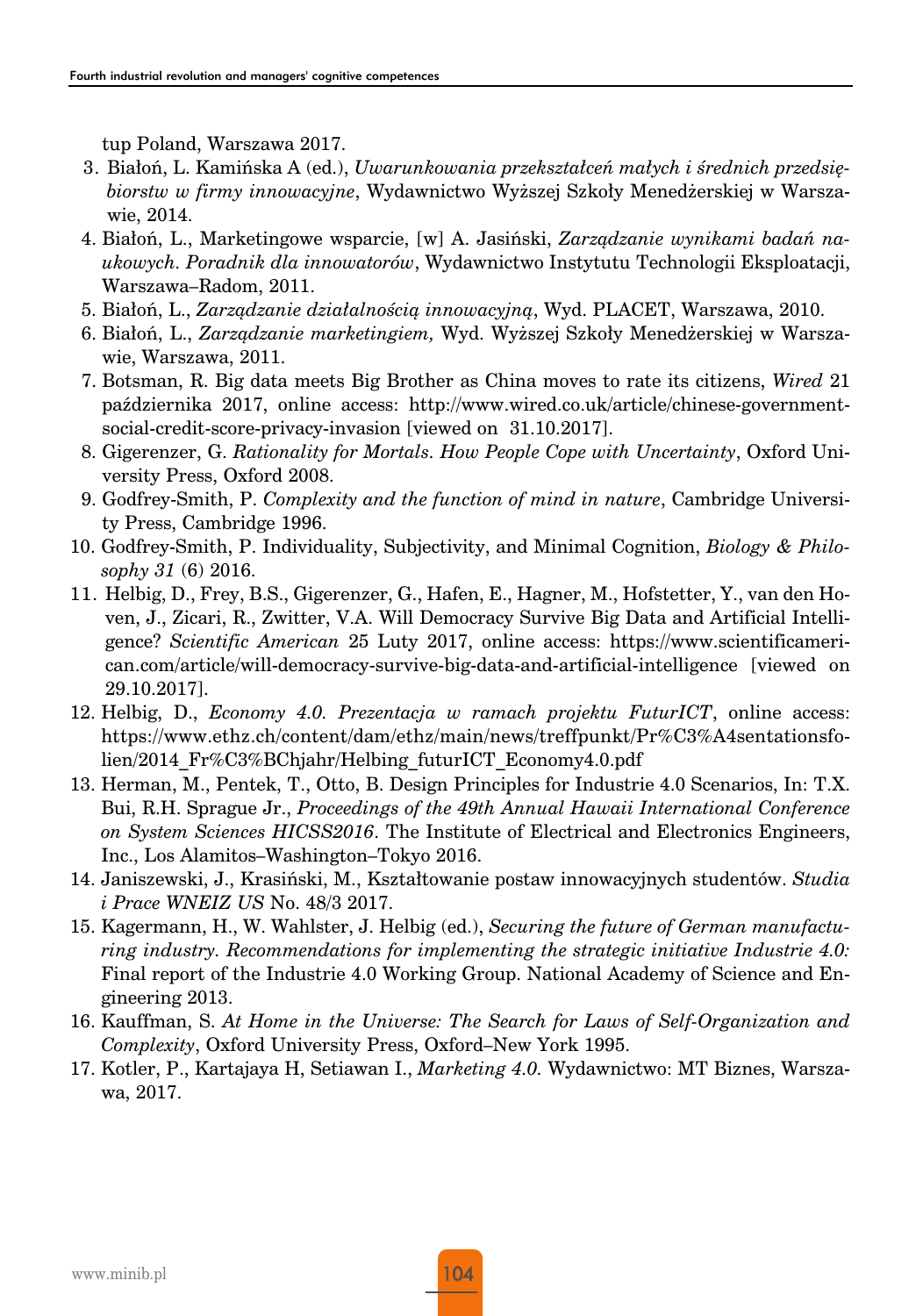tup Poland, Warszawa 2017.

3. Białoń, L. Kamińska A (ed.), *Uwarunkowania przekształceń małych i średnich przedsiębiorstw w firmy innowacyjne*, Wydawnictwo Wyższej Szkoły Menedżerskiej w Warszawie, 2014.
4. Białoń, L., Marketingowe wsparcie, [w] A. Jasiński, *Zarządzanie wynikami badań naukowych. Poradnik dla innowatorów*, Wydawnictwo Instytutu Technologii Eksploatacji, Warszawa–Radom, 2011.
5. Białoń, L., *Zarządzanie działalnością innowacyjną*, Wyd. PLACET, Warszawa, 2010.
6. Białoń, L., *Zarządzanie marketingiem,* Wyd. Wyższej Szkoły Menedżerskiej w Warszawie, Warszawa, 2011.
7. Botsman, R. Big data meets Big Brother as China moves to rate its citizens, *Wired* 21 października 2017, online access: http://www.wired.co.uk/article/chinese-government-social-credit-score-privacy-invasion [viewed on 31.10.2017].
8. Gigerenzer, G. *Rationality for Mortals. How People Cope with Uncertainty*, Oxford University Press, Oxford 2008.
9. Godfrey-Smith, P. *Complexity and the function of mind in nature*, Cambridge University Press, Cambridge 1996.
10. Godfrey-Smith, P. Individuality, Subjectivity, and Minimal Cognition, *Biology & Philosophy 31* (6) 2016.
11. Helbig, D., Frey, B.S., Gigerenzer, G., Hafen, E., Hagner, M., Hofstetter, Y., van den Hoven, J., Zicari, R., Zwitter, V.A. Will Democracy Survive Big Data and Artificial Intelligence? *Scientific American* 25 Luty 2017, online access: https://www.scientificamerican.com/article/will-democracy-survive-big-data-and-artificial-intelligence [viewed on 29.10.2017].
12. Helbig, D., *Economy 4.0. Prezentacja w ramach projektu FuturICT*, online access: https://www.ethz.ch/content/dam/ethz/main/news/treffpunkt/Pr%C3%A4sentationsfolien/2014_Fr%C3%BChjahr/Helbing_futurICT_Economy4.0.pdf
13. Herman, M., Pentek, T., Otto, B. Design Principles for Industrie 4.0 Scenarios, In: T.X. Bui, R.H. Sprague Jr., *Proceedings of the 49th Annual Hawaii International Conference on System Sciences HICSS2016*. The Institute of Electrical and Electronics Engineers, Inc., Los Alamitos–Washington–Tokyo 2016.
14. Janiszewski, J., Krasiński, M., Kształtowanie postaw innowacyjnych studentów. *Studia i Prace WNEIZ US* No. 48/3 2017.
15. Kagermann, H., W. Wahlster, J. Helbig (ed.), *Securing the future of German manufacturing industry. Recommendations for implementing the strategic initiative Industrie 4.0:* Final report of the Industrie 4.0 Working Group. National Academy of Science and Engineering 2013.
16. Kauffman, S. *At Home in the Universe: The Search for Laws of Self-Organization and Complexity*, Oxford University Press, Oxford–New York 1995.
17. Kotler, P., Kartajaya H, Setiawan I., *Marketing 4.0.* Wydawnictwo: MT Biznes, Warszawa, 2017.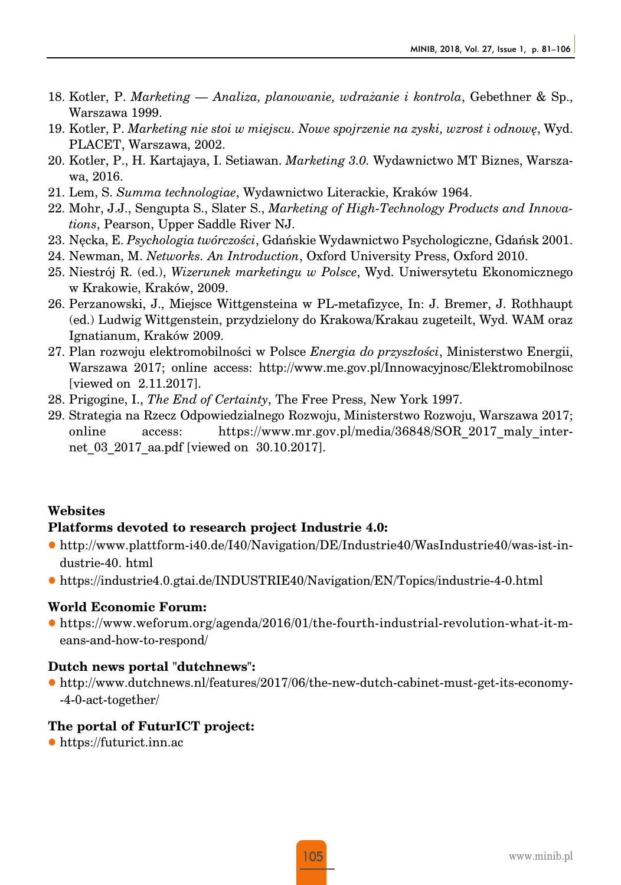18. Kotler, P. *Marketing — Analiza, planowanie, wdrażanie i kontrola*, Gebethner & Sp., Warszawa 1999.
19. Kotler, P. *Marketing nie stoi w miejscu. Nowe spojrzenie na zyski, wzrost i odnowę*, Wyd. PLACET, Warszawa, 2002.
20. Kotler, P., H. Kartajaya, I. Setiawan. *Marketing 3.0.* Wydawnictwo MT Biznes, Warszawa, 2016.
21. Lem, S. *Summa technologiae*, Wydawnictwo Literackie, Kraków 1964.
22. Mohr, J.J., Sengupta S., Slater S., *Marketing of High-Technology Products and Innovations*, Pearson, Upper Saddle River NJ.
23. Nęcka, E. *Psychologia twórczości*, Gdańskie Wydawnictwo Psychologiczne, Gdańsk 2001.
24. Newman, M. *Networks. An Introduction*, Oxford University Press, Oxford 2010.
25. Niestrój R. (ed.), *Wizerunek marketingu w Polsce*, Wyd. Uniwersytetu Ekonomicznego w Krakowie, Kraków, 2009.
26. Perzanowski, J., Miejsce Wittgensteina w PL-metafizyce, In: J. Bremer, J. Rothhaupt (ed.) Ludwig Wittgenstein, przydzielony do Krakowa/Krakau zugeteilt, Wyd. WAM oraz Ignatianum, Kraków 2009.
27. Plan rozwoju elektromobilności w Polsce *Energia do przyszłości*, Ministerstwo Energii, Warszawa 2017; online access: http://www.me.gov.pl/Innowacyjnosc/Elektromobilnosc [viewed on 2.11.2017].
28. Prigogine, I., *The End of Certainty*, The Free Press, New York 1997.
29. Strategia na Rzecz Odpowiedzialnego Rozwoju, Ministerstwo Rozwoju, Warszawa 2017; online access: https://www.mr.gov.pl/media/36848/SOR_2017_maly_internet_03_2017_aa.pdf [viewed on 30.10.2017].

**Websites**

**Platforms devoted to research project Industrie 4.0:**

- http://www.plattform-i40.de/I40/Navigation/DE/Industrie40/WasIndustrie40/was-ist-industrie-40. html
- https://industrie4.0.gtai.de/INDUSTRIE40/Navigation/EN/Topics/industrie-4-0.html

**World Economic Forum:**

- https://www.weforum.org/agenda/2016/01/the-fourth-industrial-revolution-what-it-means-and-how-to-respond/

**Dutch news portal "dutchnews":**

- http://www.dutchnews.nl/features/2017/06/the-new-dutch-cabinet-must-get-its-economy--4-0-act-together/

**The portal of FuturICT project:**

- https://futurict.inn.ac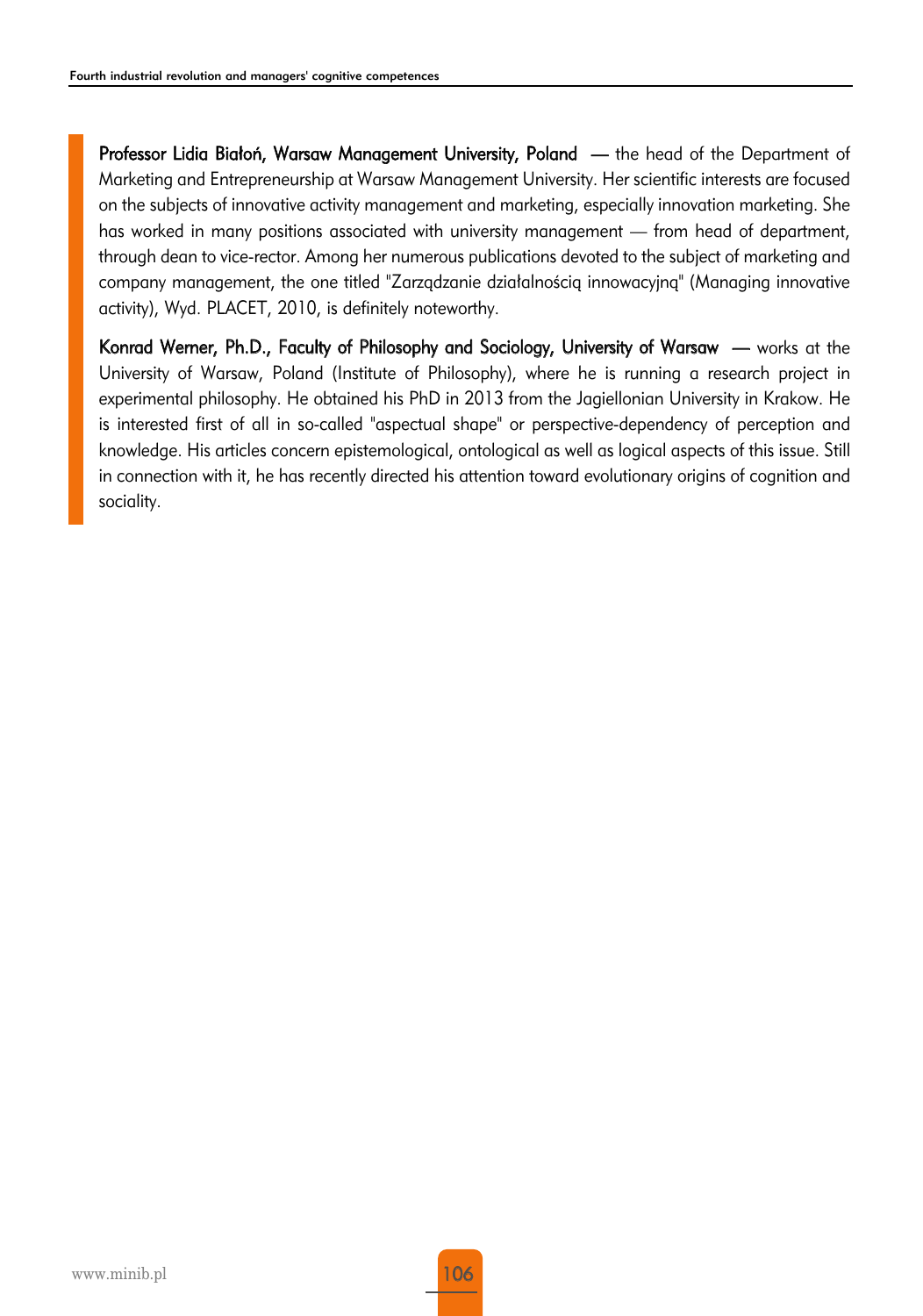**Professor Lidia Białoń, Warsaw Management University, Poland** — the head of the Department of Marketing and Entrepreneurship at Warsaw Management University. Her scientific interests are focused on the subjects of innovative activity management and marketing, especially innovation marketing. She has worked in many positions associated with university management — from head of department, through dean to vice-rector. Among her numerous publications devoted to the subject of marketing and company management, the one titled "Zarządzanie działalnością innowacyjną" (Managing innovative activity), Wyd. PLACET, 2010, is definitely noteworthy.

**Konrad Werner, Ph.D., Faculty of Philosophy and Sociology, University of Warsaw** — works at the University of Warsaw, Poland (Institute of Philosophy), where he is running a research project in experimental philosophy. He obtained his PhD in 2013 from the Jagiellonian University in Krakow. He is interested first of all in so-called "aspectual shape" or perspective-dependency of perception and knowledge. His articles concern epistemological, ontological as well as logical aspects of this issue. Still in connection with it, he has recently directed his attention toward evolutionary origins of cognition and sociality.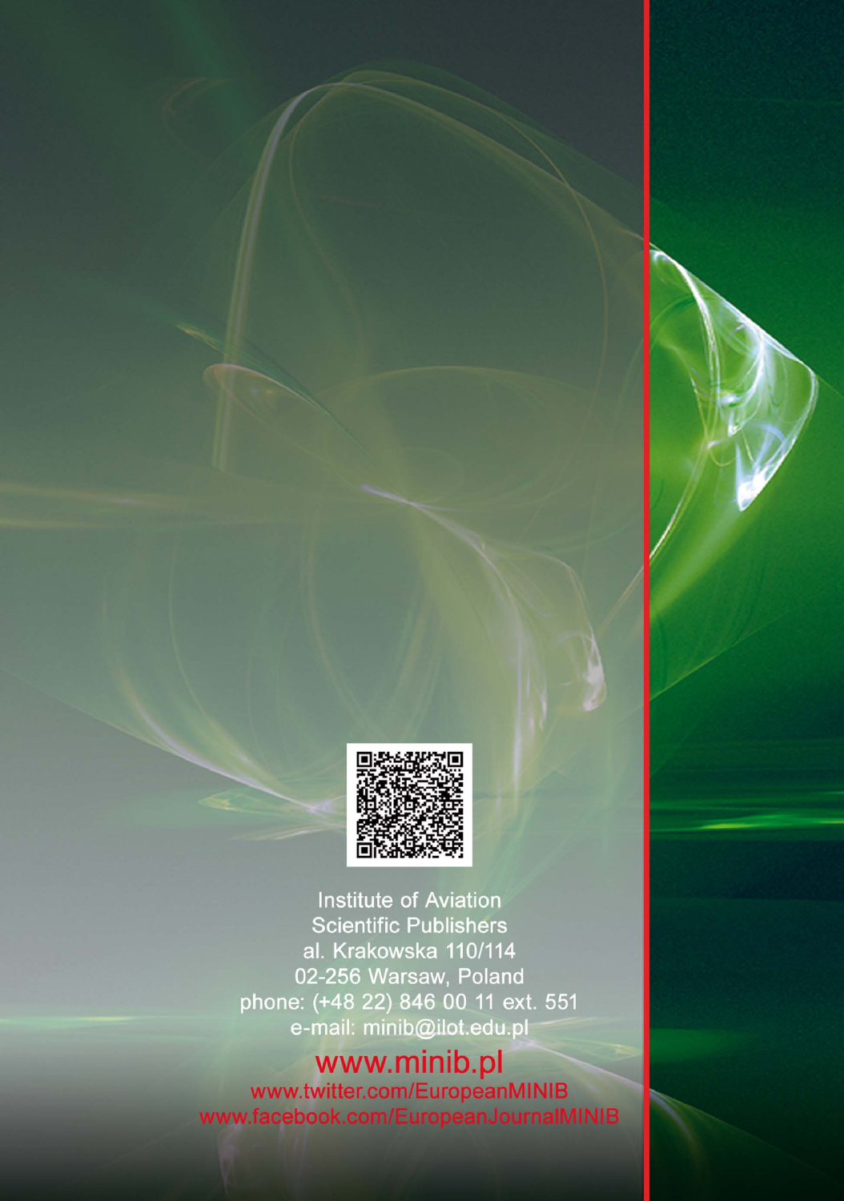Institute of Aviation
Scientific Publishers
al. Krakowska 110/114
02-256 Warsaw, Poland
phone: (+48 22) 846 00 11 ext. 551
e-mail: minib@ilot.edu.pl

**www.minib.pl**

www.twitter.com/EuropeanMINIB
www.facebook.com/EuropeanJournalMINIB